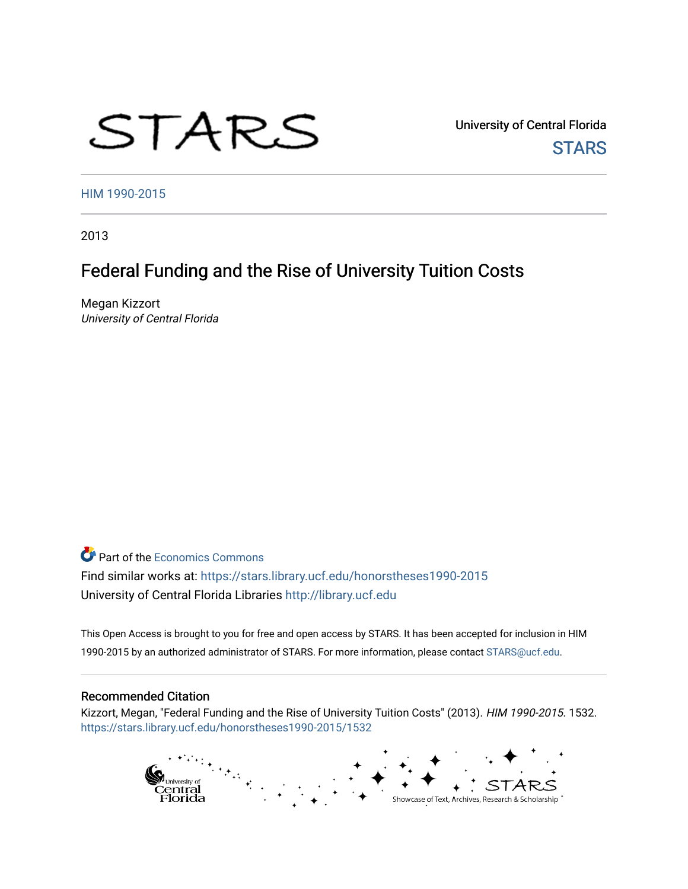STARS

University of Central Florida

STARS

HIM 1990-2015

2013

# Federal Funding and the Rise of University Tuition Costs

Megan Kizzort
*University of Central Florida*

Part of the Economics Commons

Find similar works at: https://stars.library.ucf.edu/honorstheses1990-2015

University of Central Florida Libraries http://library.ucf.edu

This Open Access is brought to you for free and open access by STARS. It has been accepted for inclusion in HIM 1990-2015 by an authorized administrator of STARS. For more information, please contact STARS@ucf.edu.

## Recommended Citation

Kizzort, Megan, "Federal Funding and the Rise of University Tuition Costs" (2013). *HIM 1990-2015*. 1532.
https://stars.library.ucf.edu/honorstheses1990-2015/1532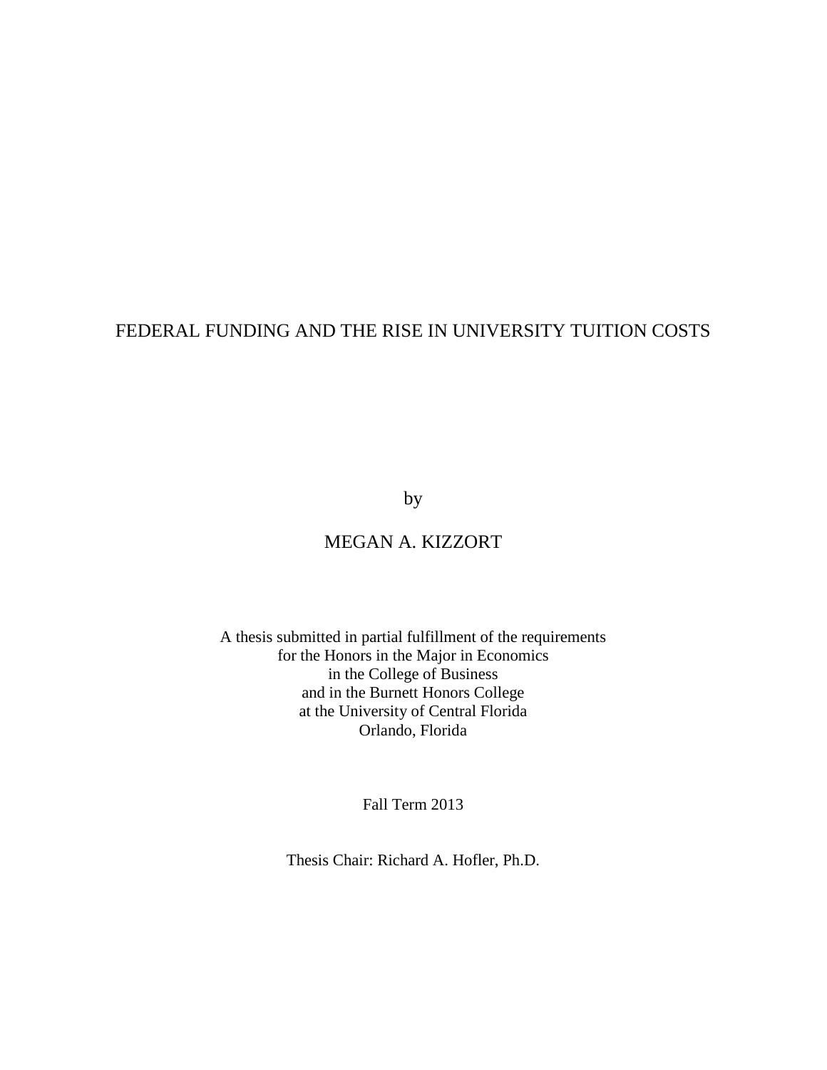# FEDERAL FUNDING AND THE RISE IN UNIVERSITY TUITION COSTS

by

MEGAN A. KIZZORT

A thesis submitted in partial fulfillment of the requirements
for the Honors in the Major in Economics
in the College of Business
and in the Burnett Honors College
at the University of Central Florida
Orlando, Florida

Fall Term 2013

Thesis Chair: Richard A. Hofler, Ph.D.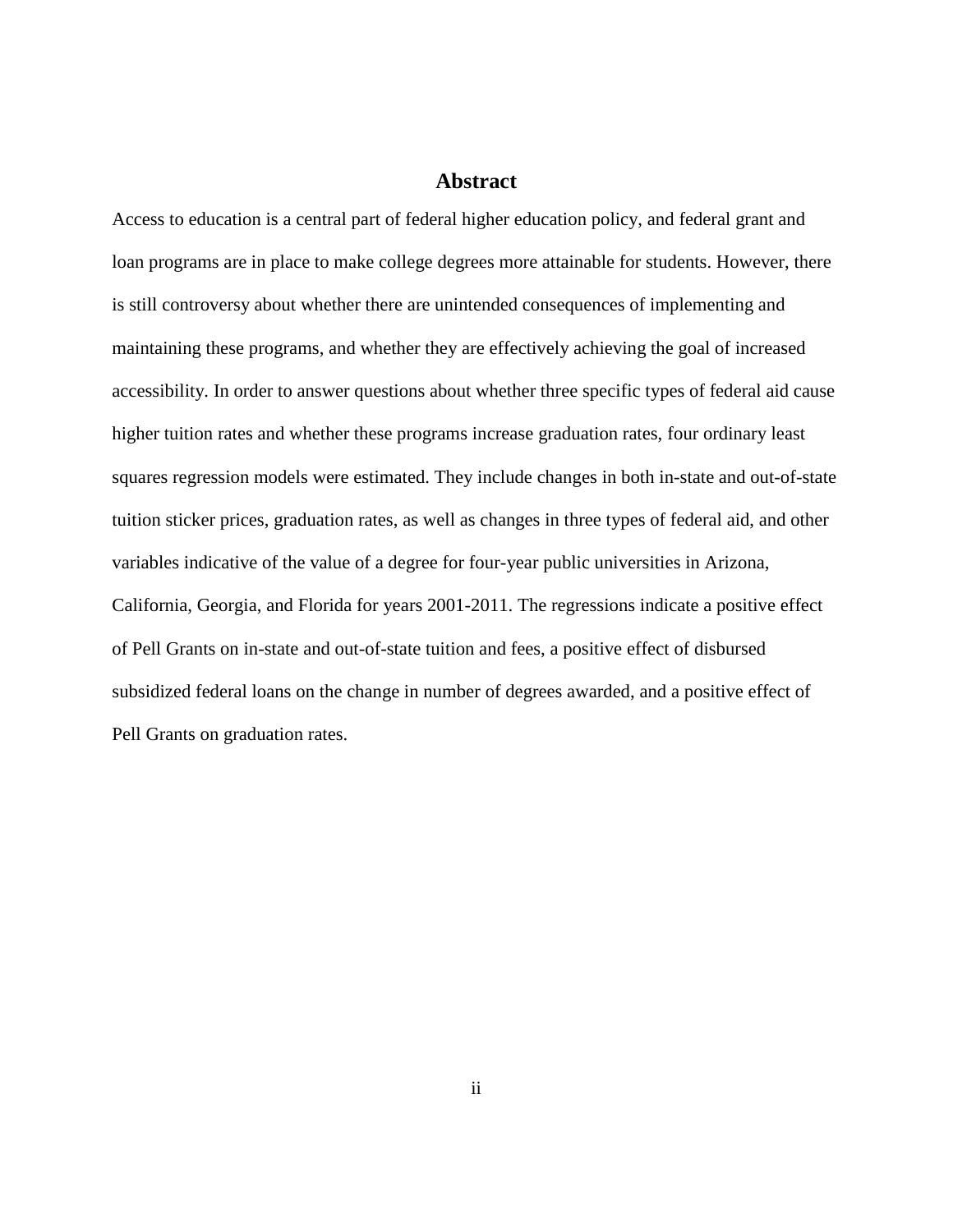## Abstract

Access to education is a central part of federal higher education policy, and federal grant and loan programs are in place to make college degrees more attainable for students. However, there is still controversy about whether there are unintended consequences of implementing and maintaining these programs, and whether they are effectively achieving the goal of increased accessibility. In order to answer questions about whether three specific types of federal aid cause higher tuition rates and whether these programs increase graduation rates, four ordinary least squares regression models were estimated. They include changes in both in-state and out-of-state tuition sticker prices, graduation rates, as well as changes in three types of federal aid, and other variables indicative of the value of a degree for four-year public universities in Arizona, California, Georgia, and Florida for years 2001-2011. The regressions indicate a positive effect of Pell Grants on in-state and out-of-state tuition and fees, a positive effect of disbursed subsidized federal loans on the change in number of degrees awarded, and a positive effect of Pell Grants on graduation rates.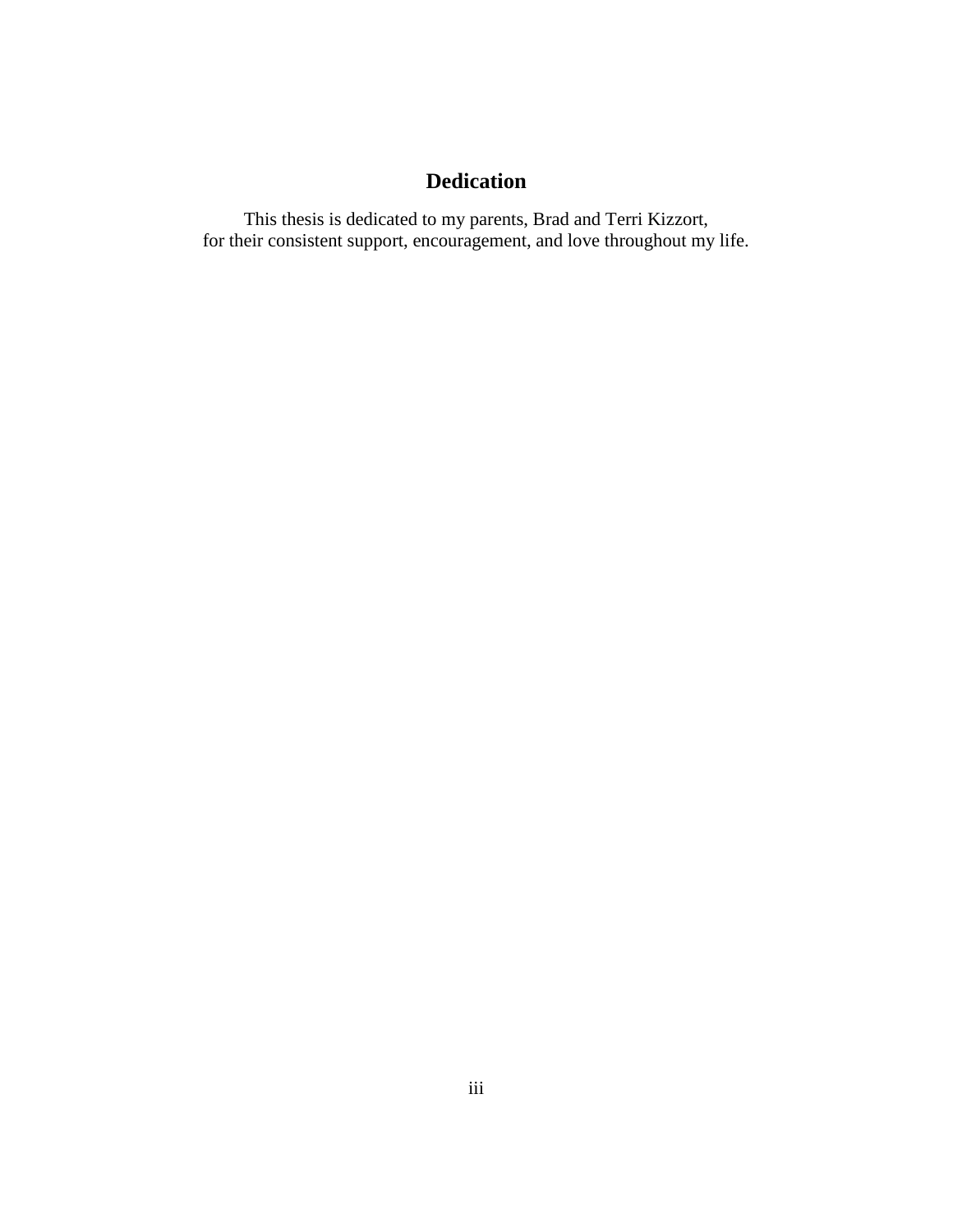# Dedication

This thesis is dedicated to my parents, Brad and Terri Kizzort,
for their consistent support, encouragement, and love throughout my life.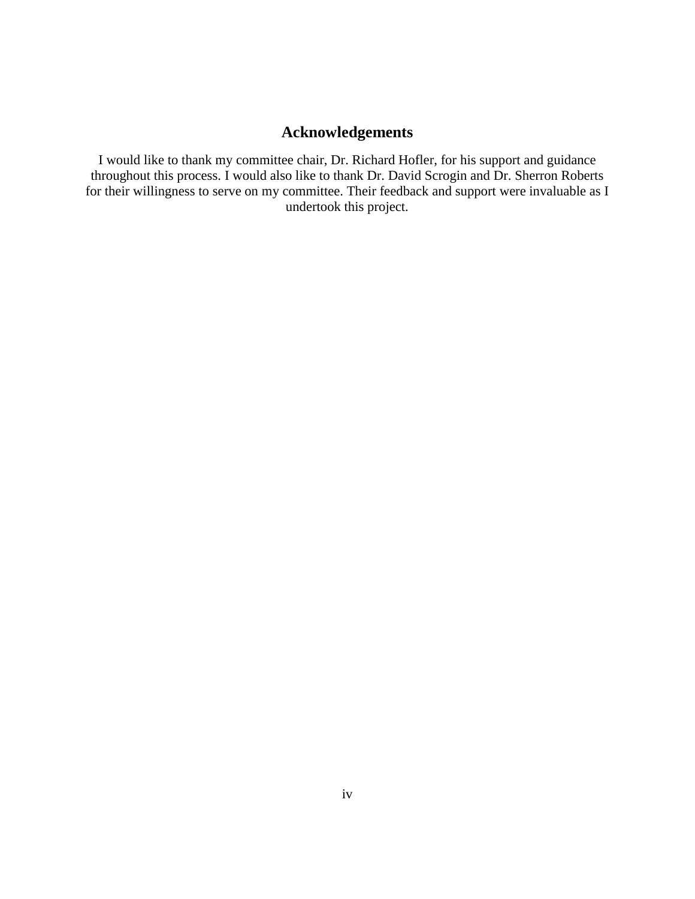# Acknowledgements

I would like to thank my committee chair, Dr. Richard Hofler, for his support and guidance throughout this process. I would also like to thank Dr. David Scrogin and Dr. Sherron Roberts for their willingness to serve on my committee. Their feedback and support were invaluable as I undertook this project.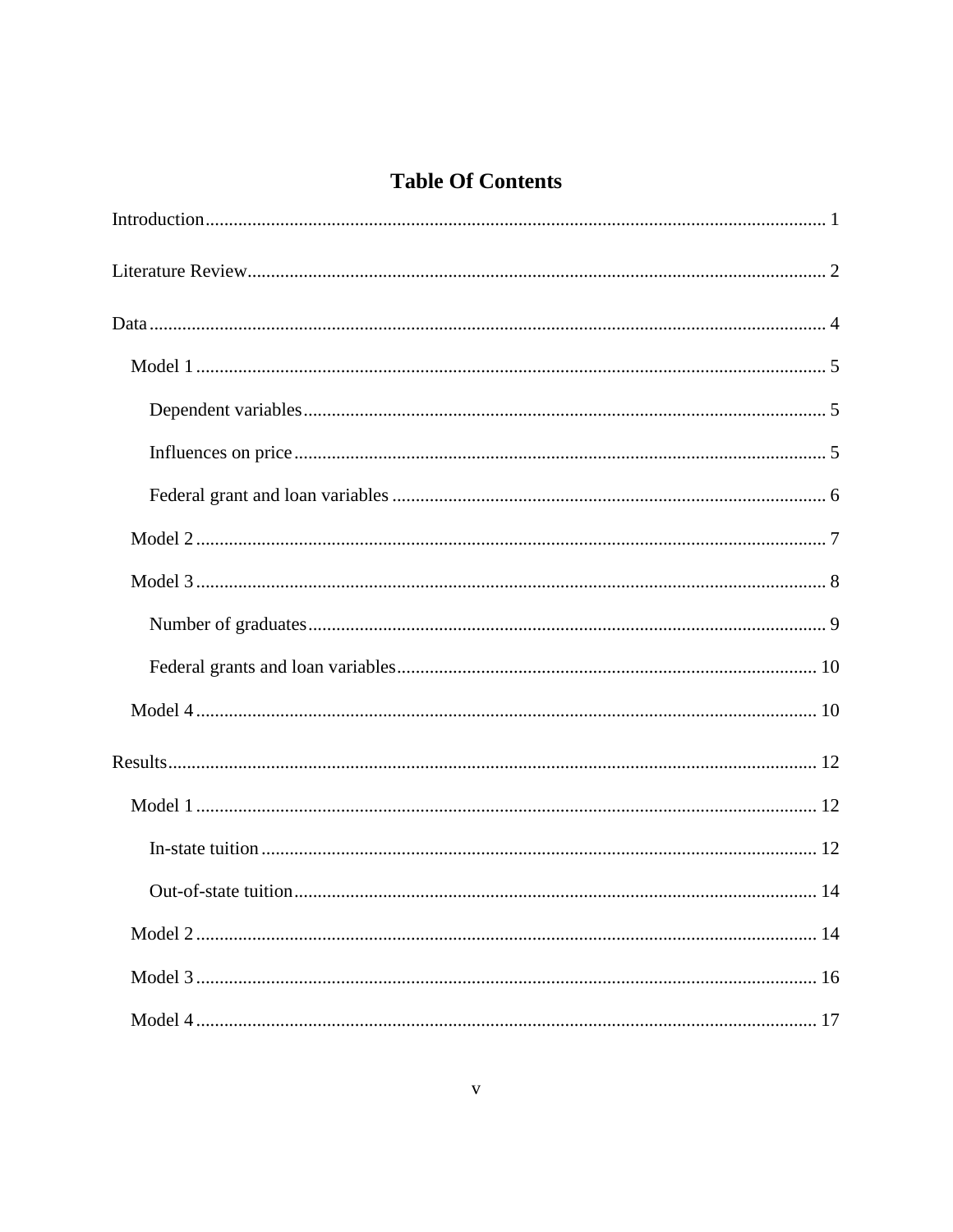# Table Of Contents

Introduction .................................................................................................................................. 1

Literature Review.......................................................................................................................... 2

Data .............................................................................................................................................. 4

- Model 1 ..................................................................................................................................... 5
  - Dependent variables ............................................................................................................... 5
  - Influences on price ................................................................................................................. 5
  - Federal grant and loan variables ............................................................................................ 6
- Model 2 ..................................................................................................................................... 7
- Model 3 ..................................................................................................................................... 8
  - Number of graduates .............................................................................................................. 9
  - Federal grants and loan variables......................................................................................... 10
- Model 4 ................................................................................................................................... 10

Results......................................................................................................................................... 12

- Model 1 ................................................................................................................................... 12
  - In-state tuition ...................................................................................................................... 12
  - Out-of-state tuition ............................................................................................................... 14
- Model 2 ................................................................................................................................... 14
- Model 3 ................................................................................................................................... 16
- Model 4 ................................................................................................................................... 17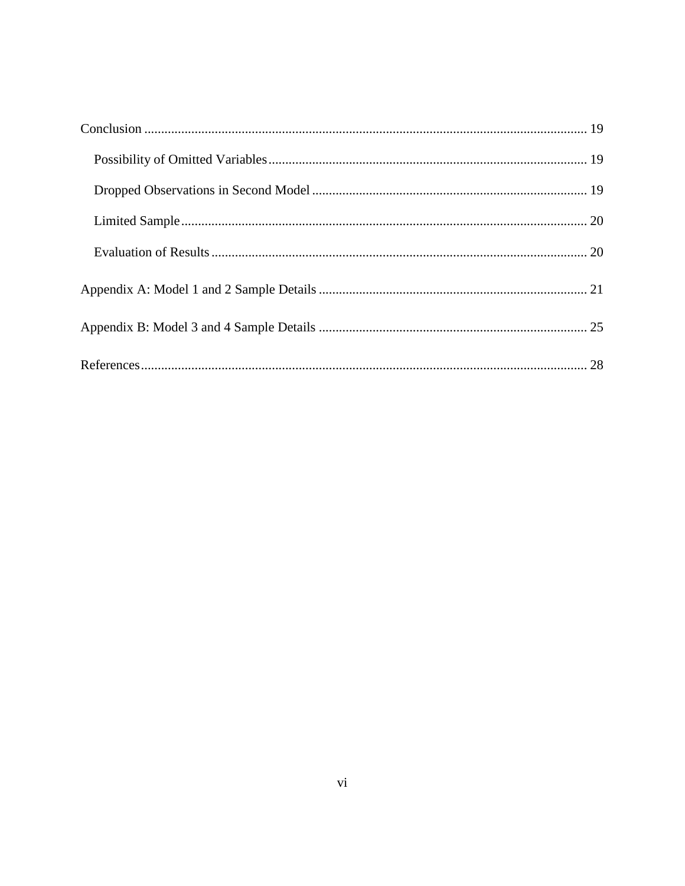Conclusion ..................................................................................................................................... 19

Possibility of Omitted Variables ............................................................................................. 19

Dropped Observations in Second Model .................................................................................. 19

Limited Sample ........................................................................................................................ 20

Evaluation of Results ............................................................................................................... 20

Appendix A: Model 1 and 2 Sample Details ................................................................................ 21

Appendix B: Model 3 and 4 Sample Details ................................................................................ 25

References ..................................................................................................................................... 28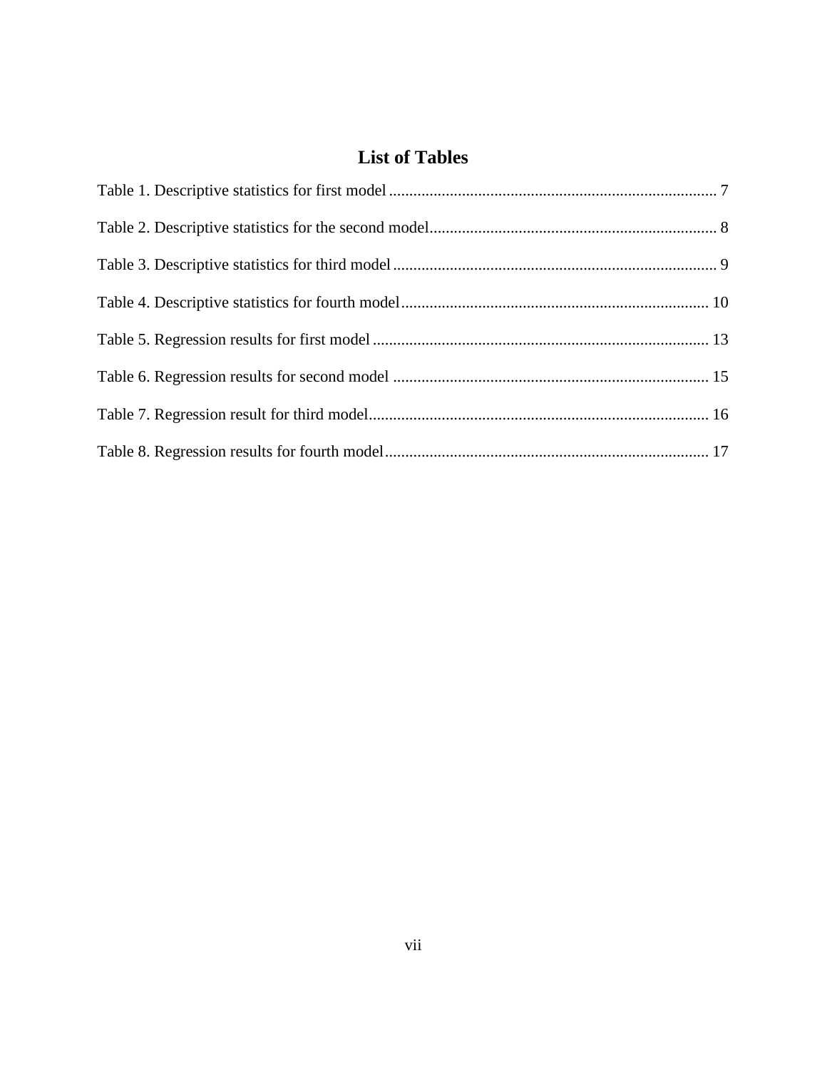# List of Tables

Table 1. Descriptive statistics for first model ................................................................................ 7

Table 2. Descriptive statistics for the second model...................................................................... 8

Table 3. Descriptive statistics for third model ............................................................................... 9

Table 4. Descriptive statistics for fourth model........................................................................... 10

Table 5. Regression results for first model .................................................................................. 13

Table 6. Regression results for second model ............................................................................. 15

Table 7. Regression result for third model................................................................................... 16

Table 8. Regression results for fourth model............................................................................... 17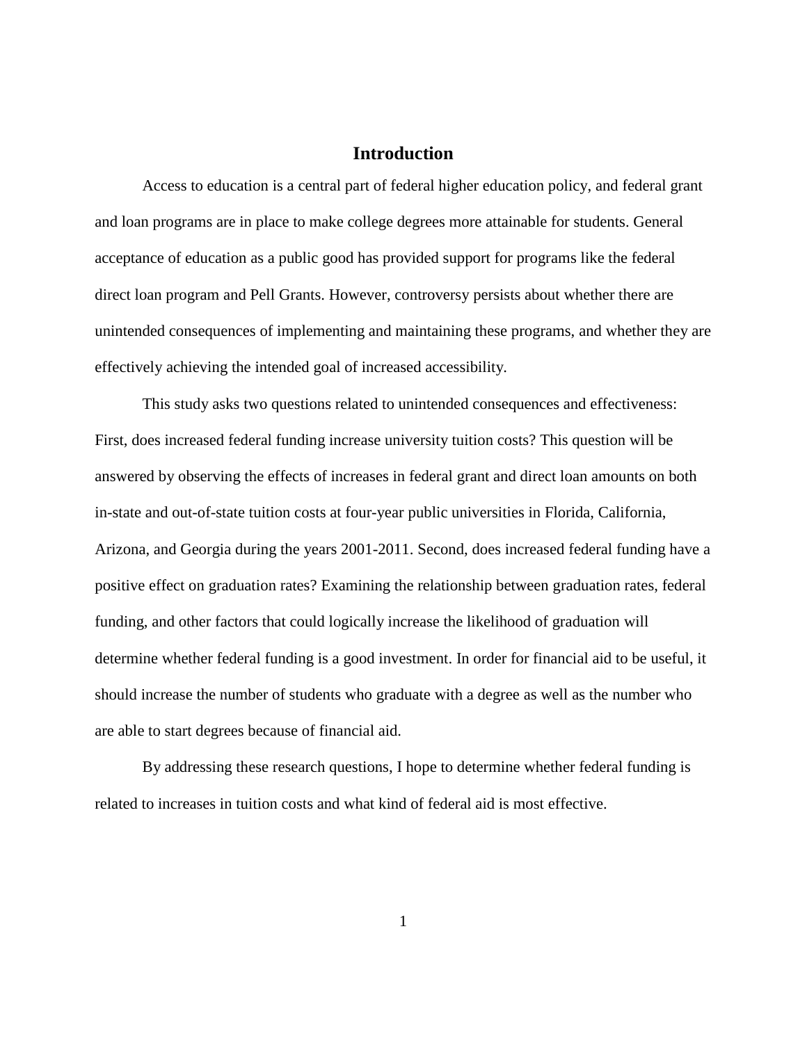# Introduction

Access to education is a central part of federal higher education policy, and federal grant and loan programs are in place to make college degrees more attainable for students. General acceptance of education as a public good has provided support for programs like the federal direct loan program and Pell Grants. However, controversy persists about whether there are unintended consequences of implementing and maintaining these programs, and whether they are effectively achieving the intended goal of increased accessibility.

This study asks two questions related to unintended consequences and effectiveness: First, does increased federal funding increase university tuition costs? This question will be answered by observing the effects of increases in federal grant and direct loan amounts on both in-state and out-of-state tuition costs at four-year public universities in Florida, California, Arizona, and Georgia during the years 2001-2011. Second, does increased federal funding have a positive effect on graduation rates? Examining the relationship between graduation rates, federal funding, and other factors that could logically increase the likelihood of graduation will determine whether federal funding is a good investment. In order for financial aid to be useful, it should increase the number of students who graduate with a degree as well as the number who are able to start degrees because of financial aid.

By addressing these research questions, I hope to determine whether federal funding is related to increases in tuition costs and what kind of federal aid is most effective.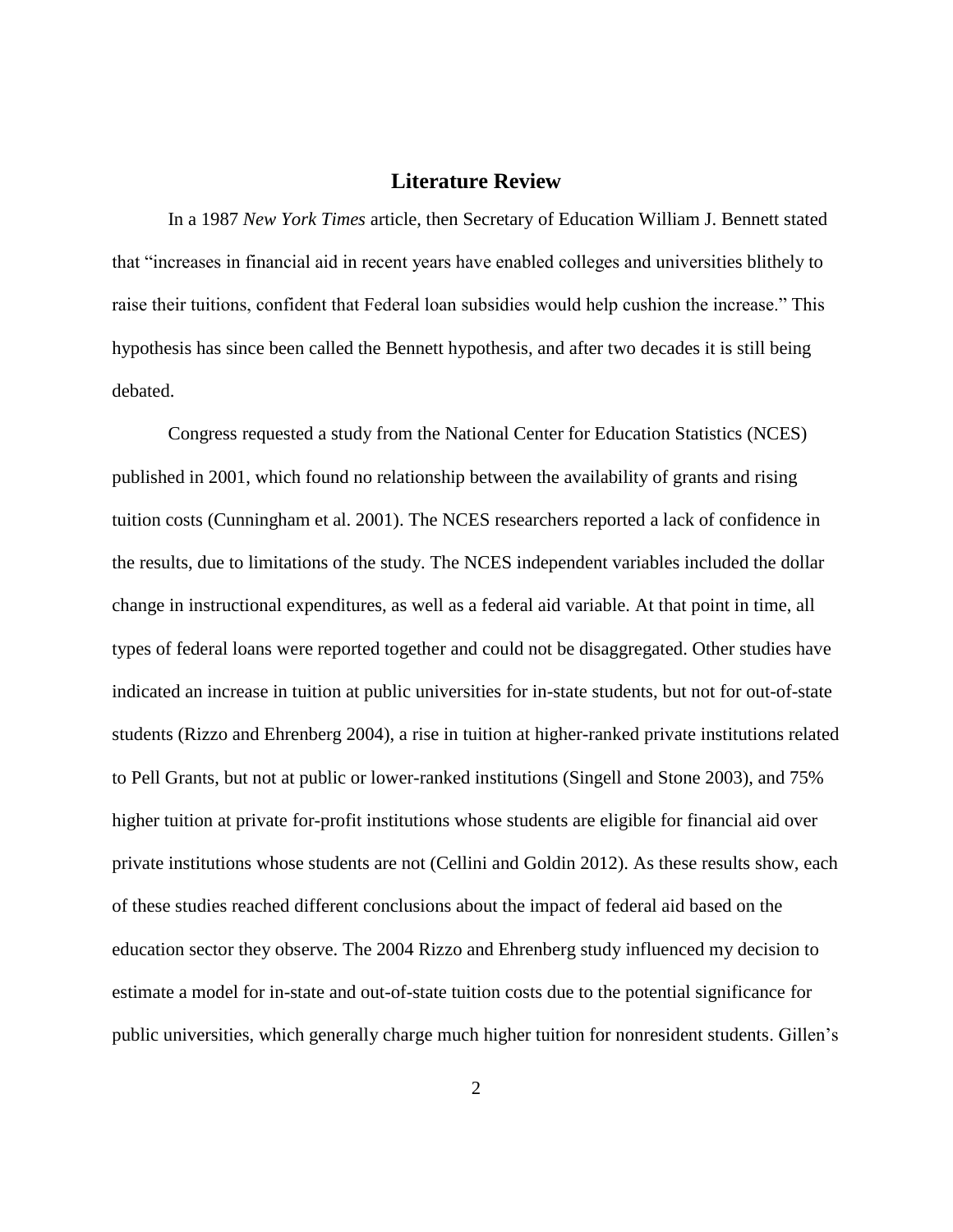## Literature Review

In a 1987 *New York Times* article, then Secretary of Education William J. Bennett stated that "increases in financial aid in recent years have enabled colleges and universities blithely to raise their tuitions, confident that Federal loan subsidies would help cushion the increase." This hypothesis has since been called the Bennett hypothesis, and after two decades it is still being debated.

Congress requested a study from the National Center for Education Statistics (NCES) published in 2001, which found no relationship between the availability of grants and rising tuition costs (Cunningham et al. 2001). The NCES researchers reported a lack of confidence in the results, due to limitations of the study. The NCES independent variables included the dollar change in instructional expenditures, as well as a federal aid variable. At that point in time, all types of federal loans were reported together and could not be disaggregated. Other studies have indicated an increase in tuition at public universities for in-state students, but not for out-of-state students (Rizzo and Ehrenberg 2004), a rise in tuition at higher-ranked private institutions related to Pell Grants, but not at public or lower-ranked institutions (Singell and Stone 2003), and 75% higher tuition at private for-profit institutions whose students are eligible for financial aid over private institutions whose students are not (Cellini and Goldin 2012). As these results show, each of these studies reached different conclusions about the impact of federal aid based on the education sector they observe. The 2004 Rizzo and Ehrenberg study influenced my decision to estimate a model for in-state and out-of-state tuition costs due to the potential significance for public universities, which generally charge much higher tuition for nonresident students. Gillen's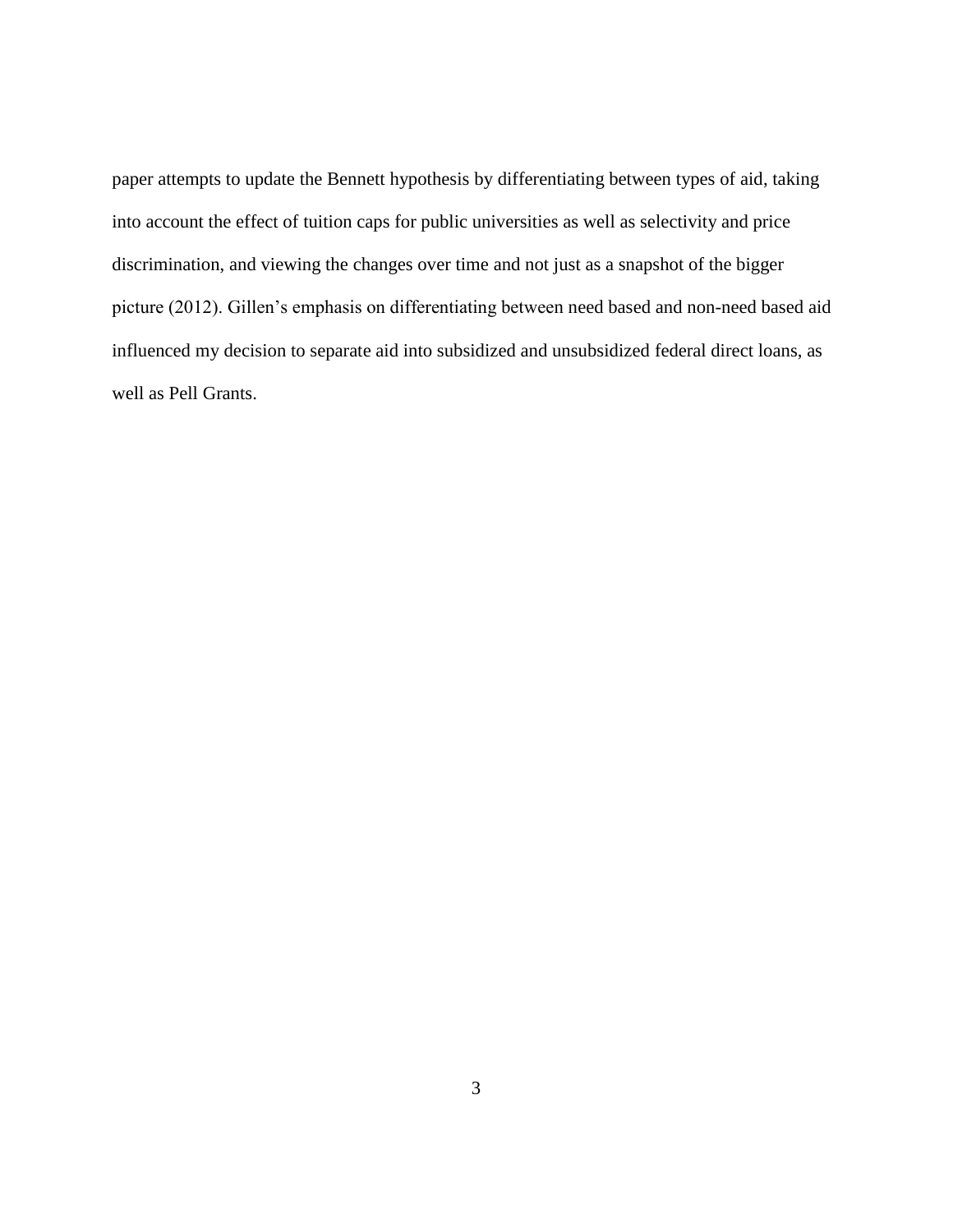paper attempts to update the Bennett hypothesis by differentiating between types of aid, taking into account the effect of tuition caps for public universities as well as selectivity and price discrimination, and viewing the changes over time and not just as a snapshot of the bigger picture (2012). Gillen's emphasis on differentiating between need based and non-need based aid influenced my decision to separate aid into subsidized and unsubsidized federal direct loans, as well as Pell Grants.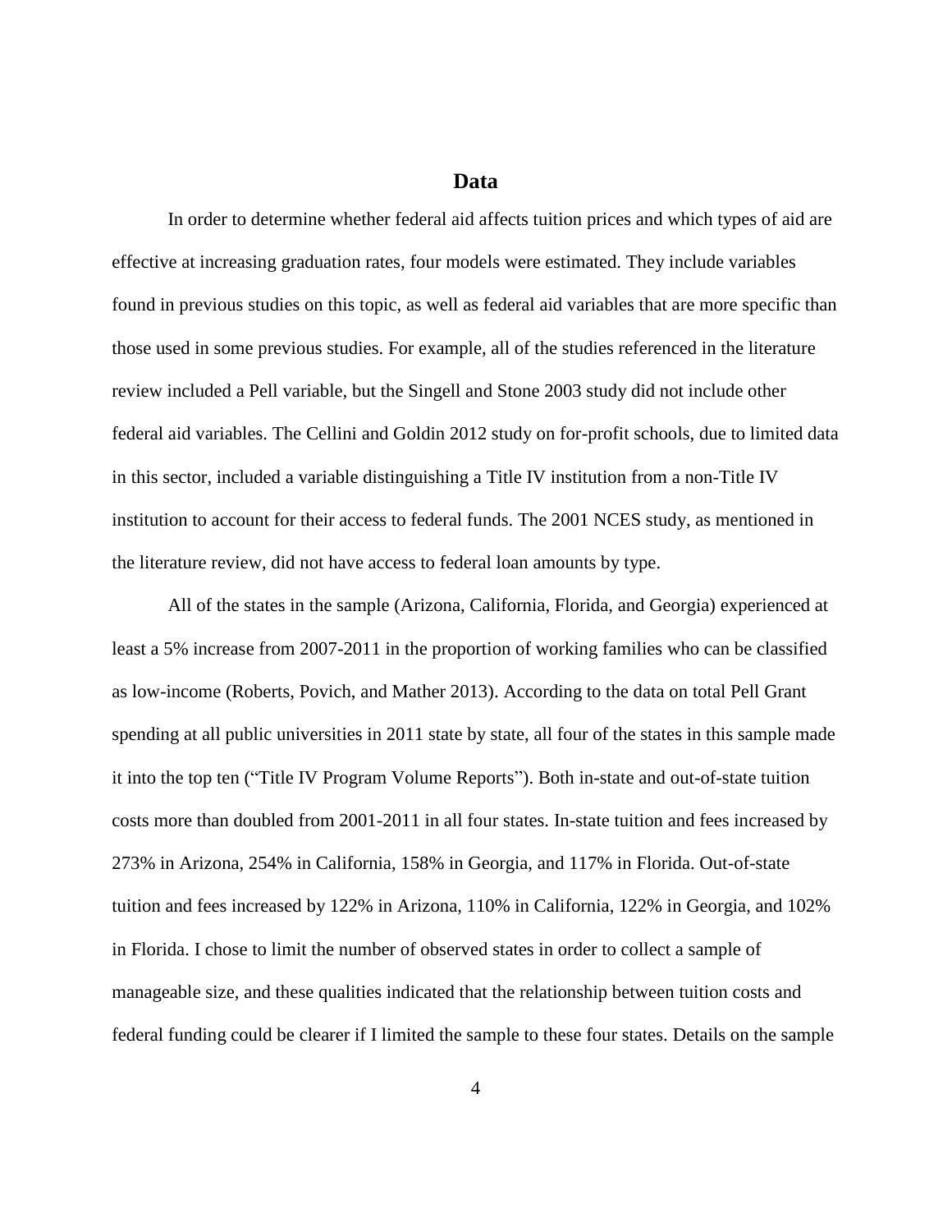## Data

In order to determine whether federal aid affects tuition prices and which types of aid are effective at increasing graduation rates, four models were estimated. They include variables found in previous studies on this topic, as well as federal aid variables that are more specific than those used in some previous studies. For example, all of the studies referenced in the literature review included a Pell variable, but the Singell and Stone 2003 study did not include other federal aid variables. The Cellini and Goldin 2012 study on for-profit schools, due to limited data in this sector, included a variable distinguishing a Title IV institution from a non-Title IV institution to account for their access to federal funds. The 2001 NCES study, as mentioned in the literature review, did not have access to federal loan amounts by type.

All of the states in the sample (Arizona, California, Florida, and Georgia) experienced at least a 5% increase from 2007-2011 in the proportion of working families who can be classified as low-income (Roberts, Povich, and Mather 2013). According to the data on total Pell Grant spending at all public universities in 2011 state by state, all four of the states in this sample made it into the top ten ("Title IV Program Volume Reports"). Both in-state and out-of-state tuition costs more than doubled from 2001-2011 in all four states. In-state tuition and fees increased by 273% in Arizona, 254% in California, 158% in Georgia, and 117% in Florida. Out-of-state tuition and fees increased by 122% in Arizona, 110% in California, 122% in Georgia, and 102% in Florida. I chose to limit the number of observed states in order to collect a sample of manageable size, and these qualities indicated that the relationship between tuition costs and federal funding could be clearer if I limited the sample to these four states. Details on the sample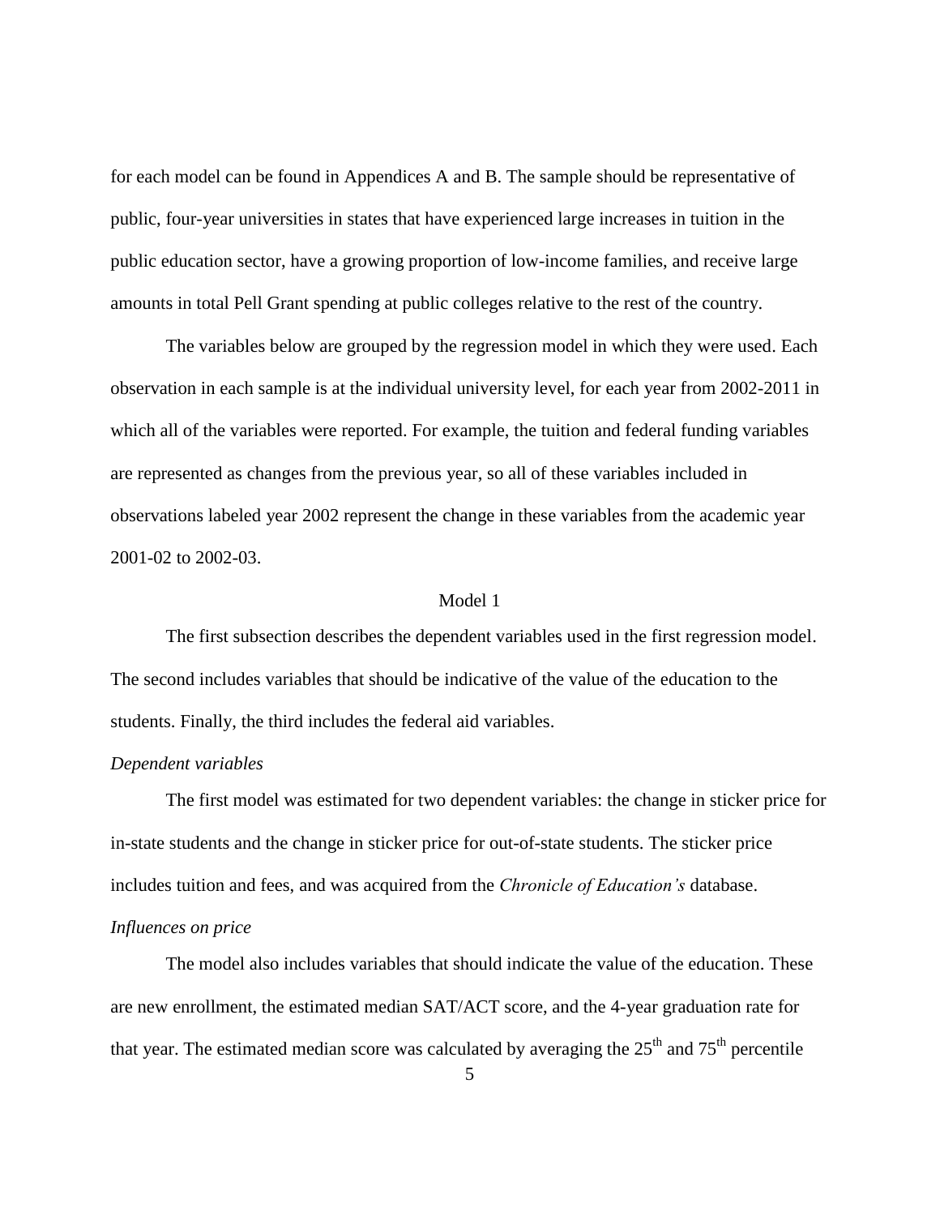for each model can be found in Appendices A and B. The sample should be representative of public, four-year universities in states that have experienced large increases in tuition in the public education sector, have a growing proportion of low-income families, and receive large amounts in total Pell Grant spending at public colleges relative to the rest of the country.

The variables below are grouped by the regression model in which they were used. Each observation in each sample is at the individual university level, for each year from 2002-2011 in which all of the variables were reported. For example, the tuition and federal funding variables are represented as changes from the previous year, so all of these variables included in observations labeled year 2002 represent the change in these variables from the academic year 2001-02 to 2002-03.

## Model 1

The first subsection describes the dependent variables used in the first regression model. The second includes variables that should be indicative of the value of the education to the students. Finally, the third includes the federal aid variables.

### *Dependent variables*

The first model was estimated for two dependent variables: the change in sticker price for in-state students and the change in sticker price for out-of-state students. The sticker price includes tuition and fees, and was acquired from the *Chronicle of Education's* database.

### *Influences on price*

The model also includes variables that should indicate the value of the education. These are new enrollment, the estimated median SAT/ACT score, and the 4-year graduation rate for that year. The estimated median score was calculated by averaging the $25^{th}$ and $75^{th}$ percentile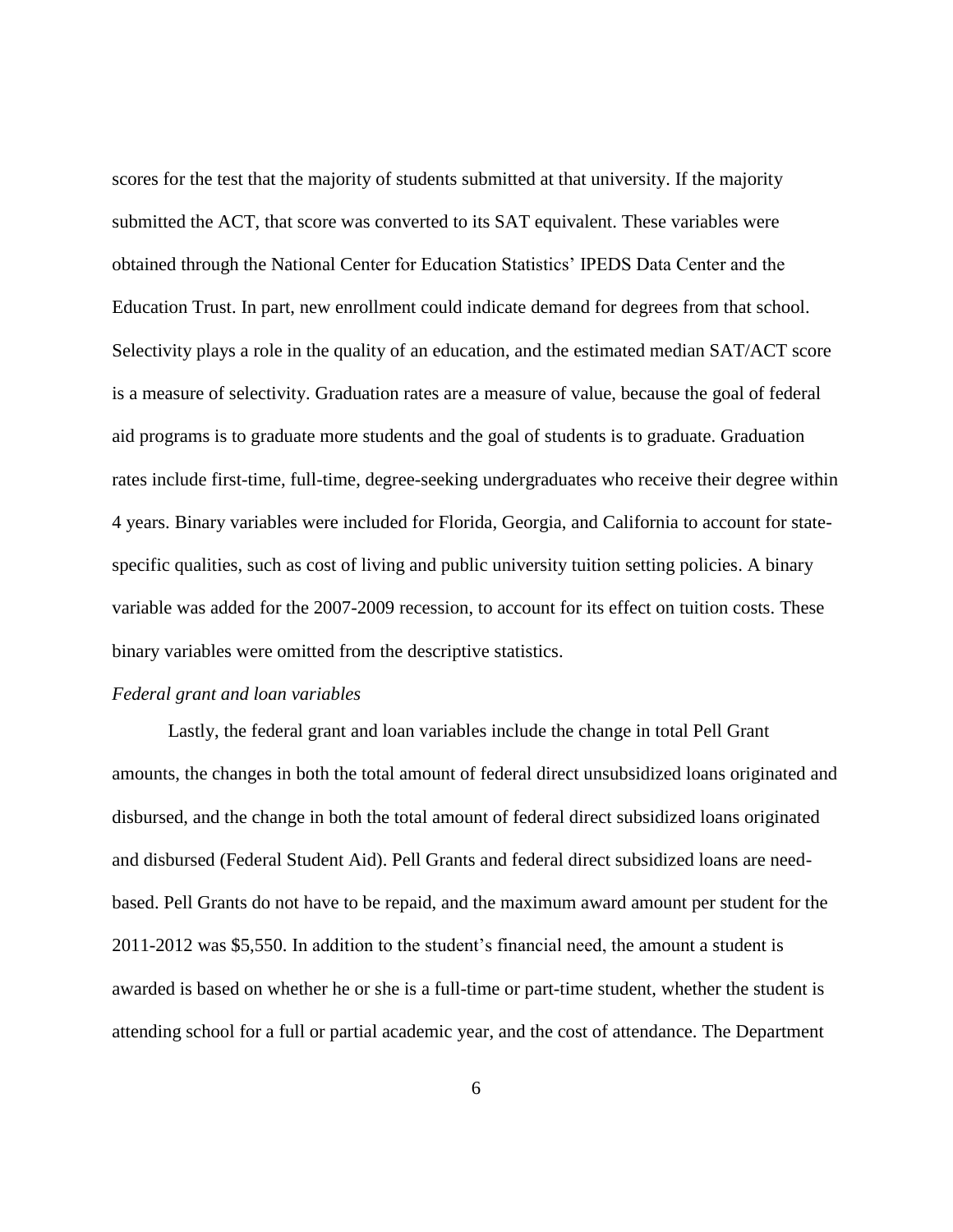scores for the test that the majority of students submitted at that university. If the majority submitted the ACT, that score was converted to its SAT equivalent. These variables were obtained through the National Center for Education Statistics' IPEDS Data Center and the Education Trust. In part, new enrollment could indicate demand for degrees from that school. Selectivity plays a role in the quality of an education, and the estimated median SAT/ACT score is a measure of selectivity. Graduation rates are a measure of value, because the goal of federal aid programs is to graduate more students and the goal of students is to graduate. Graduation rates include first-time, full-time, degree-seeking undergraduates who receive their degree within 4 years. Binary variables were included for Florida, Georgia, and California to account for state-specific qualities, such as cost of living and public university tuition setting policies. A binary variable was added for the 2007-2009 recession, to account for its effect on tuition costs. These binary variables were omitted from the descriptive statistics.

*Federal grant and loan variables*

Lastly, the federal grant and loan variables include the change in total Pell Grant amounts, the changes in both the total amount of federal direct unsubsidized loans originated and disbursed, and the change in both the total amount of federal direct subsidized loans originated and disbursed (Federal Student Aid). Pell Grants and federal direct subsidized loans are need-based. Pell Grants do not have to be repaid, and the maximum award amount per student for the 2011-2012 was $5,550. In addition to the student's financial need, the amount a student is awarded is based on whether he or she is a full-time or part-time student, whether the student is attending school for a full or partial academic year, and the cost of attendance. The Department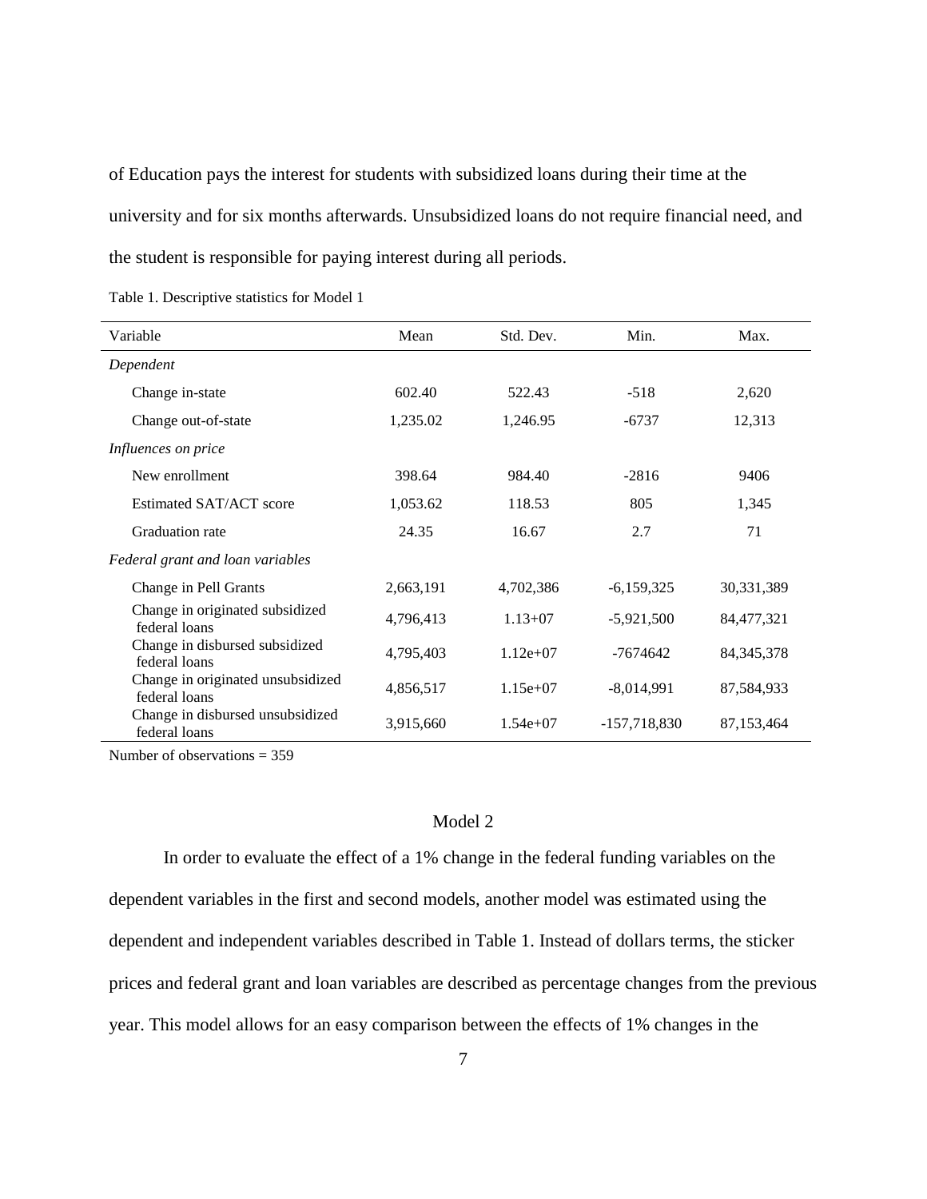of Education pays the interest for students with subsidized loans during their time at the university and for six months afterwards. Unsubsidized loans do not require financial need, and the student is responsible for paying interest during all periods.

Table 1. Descriptive statistics for Model 1

| Variable | Mean | Std. Dev. | Min. | Max. |
|---|---|---|---|---|
| *Dependent* | | | | |
| Change in-state | 602.40 | 522.43 | -518 | 2,620 |
| Change out-of-state | 1,235.02 | 1,246.95 | -6737 | 12,313 |
| *Influences on price* | | | | |
| New enrollment | 398.64 | 984.40 | -2816 | 9406 |
| Estimated SAT/ACT score | 1,053.62 | 118.53 | 805 | 1,345 |
| Graduation rate | 24.35 | 16.67 | 2.7 | 71 |
| *Federal grant and loan variables* | | | | |
| Change in Pell Grants | 2,663,191 | 4,702,386 | -6,159,325 | 30,331,389 |
| Change in originated subsidized federal loans | 4,796,413 | 1.13+07 | -5,921,500 | 84,477,321 |
| Change in disbursed subsidized federal loans | 4,795,403 | 1.12e+07 | -7674642 | 84,345,378 |
| Change in originated unsubsidized federal loans | 4,856,517 | 1.15e+07 | -8,014,991 | 87,584,933 |
| Change in disbursed unsubsidized federal loans | 3,915,660 | 1.54e+07 | -157,718,830 | 87,153,464 |

Number of observations = 359

## Model 2

In order to evaluate the effect of a 1% change in the federal funding variables on the dependent variables in the first and second models, another model was estimated using the dependent and independent variables described in Table 1. Instead of dollars terms, the sticker prices and federal grant and loan variables are described as percentage changes from the previous year. This model allows for an easy comparison between the effects of 1% changes in the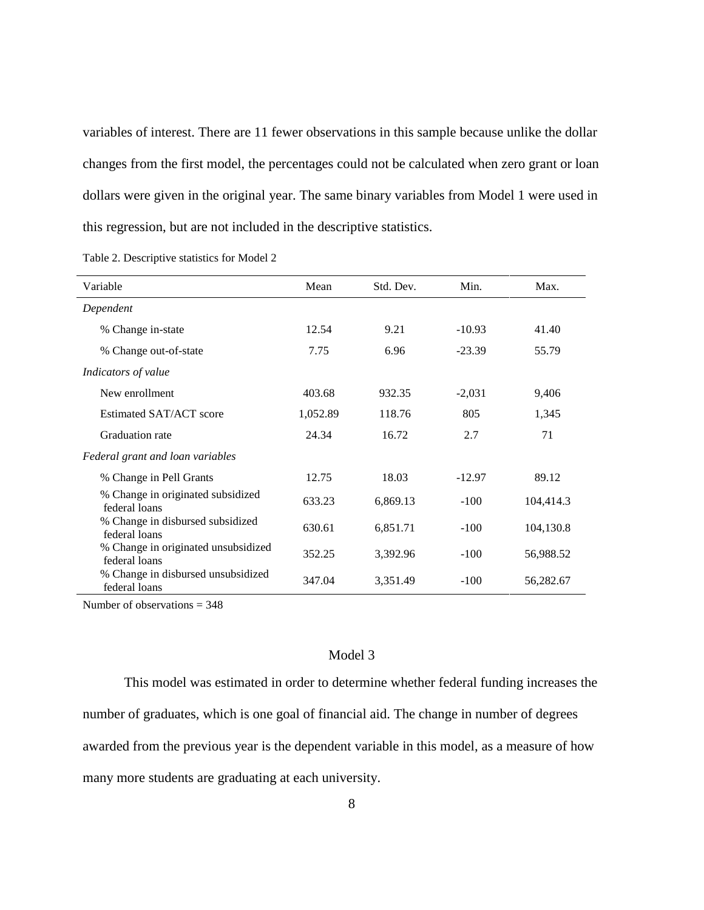variables of interest. There are 11 fewer observations in this sample because unlike the dollar changes from the first model, the percentages could not be calculated when zero grant or loan dollars were given in the original year. The same binary variables from Model 1 were used in this regression, but are not included in the descriptive statistics.

Table 2. Descriptive statistics for Model 2

| Variable | Mean | Std. Dev. | Min. | Max. |
|---|---|---|---|---|
| *Dependent* | | | | |
| % Change in-state | 12.54 | 9.21 | -10.93 | 41.40 |
| % Change out-of-state | 7.75 | 6.96 | -23.39 | 55.79 |
| *Indicators of value* | | | | |
| New enrollment | 403.68 | 932.35 | -2,031 | 9,406 |
| Estimated SAT/ACT score | 1,052.89 | 118.76 | 805 | 1,345 |
| Graduation rate | 24.34 | 16.72 | 2.7 | 71 |
| *Federal grant and loan variables* | | | | |
| % Change in Pell Grants | 12.75 | 18.03 | -12.97 | 89.12 |
| % Change in originated subsidized federal loans | 633.23 | 6,869.13 | -100 | 104,414.3 |
| % Change in disbursed subsidized federal loans | 630.61 | 6,851.71 | -100 | 104,130.8 |
| % Change in originated unsubsidized federal loans | 352.25 | 3,392.96 | -100 | 56,988.52 |
| % Change in disbursed unsubsidized federal loans | 347.04 | 3,351.49 | -100 | 56,282.67 |

Number of observations = 348

## Model 3

This model was estimated in order to determine whether federal funding increases the number of graduates, which is one goal of financial aid. The change in number of degrees awarded from the previous year is the dependent variable in this model, as a measure of how many more students are graduating at each university.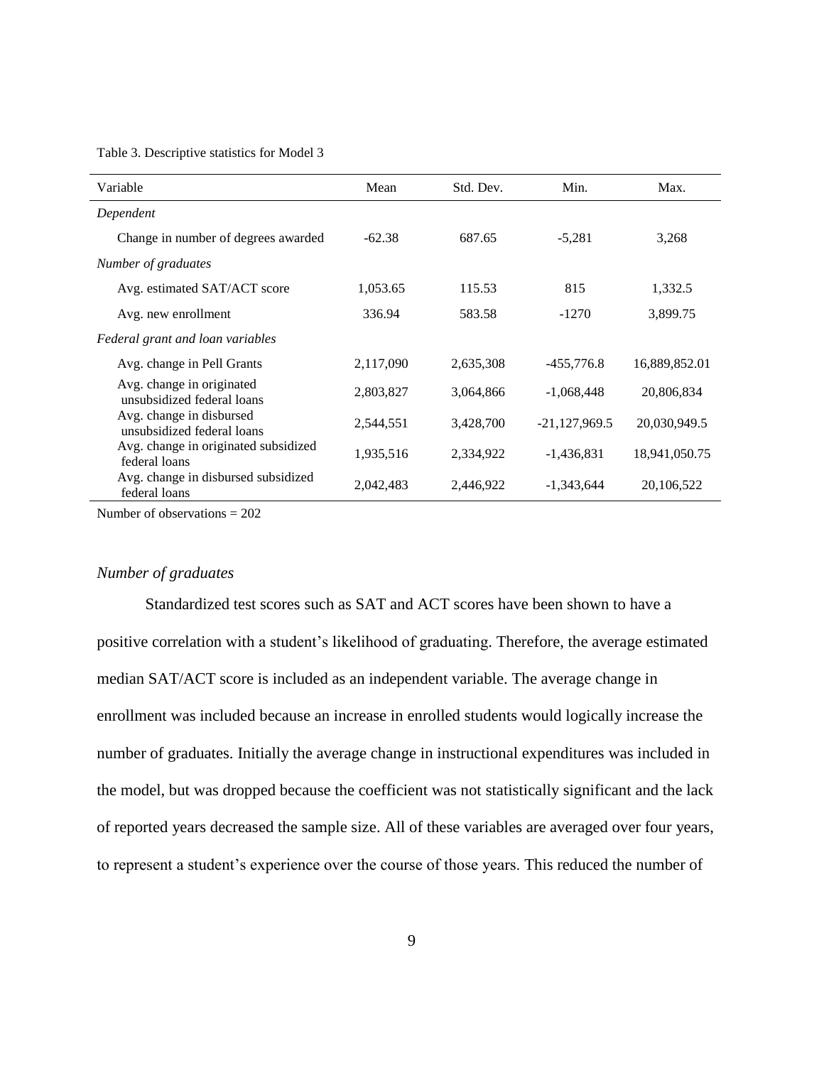Table 3. Descriptive statistics for Model 3

| Variable | Mean | Std. Dev. | Min. | Max. |
|---|---|---|---|---|
| *Dependent* | | | | |
| Change in number of degrees awarded | -62.38 | 687.65 | -5,281 | 3,268 |
| *Number of graduates* | | | | |
| Avg. estimated SAT/ACT score | 1,053.65 | 115.53 | 815 | 1,332.5 |
| Avg. new enrollment | 336.94 | 583.58 | -1270 | 3,899.75 |
| *Federal grant and loan variables* | | | | |
| Avg. change in Pell Grants | 2,117,090 | 2,635,308 | -455,776.8 | 16,889,852.01 |
| Avg. change in originated unsubsidized federal loans | 2,803,827 | 3,064,866 | -1,068,448 | 20,806,834 |
| Avg. change in disbursed unsubsidized federal loans | 2,544,551 | 3,428,700 | -21,127,969.5 | 20,030,949.5 |
| Avg. change in originated subsidized federal loans | 1,935,516 | 2,334,922 | -1,436,831 | 18,941,050.75 |
| Avg. change in disbursed subsidized federal loans | 2,042,483 | 2,446,922 | -1,343,644 | 20,106,522 |

Number of observations = 202

### *Number of graduates*

Standardized test scores such as SAT and ACT scores have been shown to have a positive correlation with a student's likelihood of graduating. Therefore, the average estimated median SAT/ACT score is included as an independent variable. The average change in enrollment was included because an increase in enrolled students would logically increase the number of graduates. Initially the average change in instructional expenditures was included in the model, but was dropped because the coefficient was not statistically significant and the lack of reported years decreased the sample size. All of these variables are averaged over four years, to represent a student's experience over the course of those years. This reduced the number of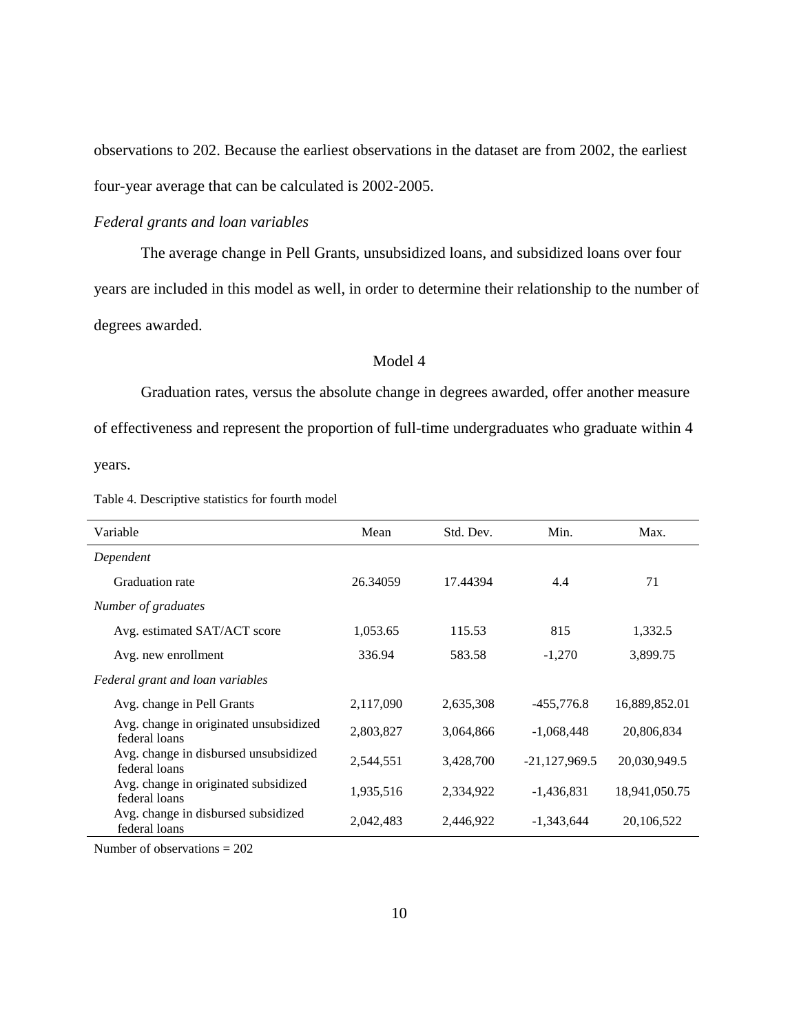observations to 202. Because the earliest observations in the dataset are from 2002, the earliest four-year average that can be calculated is 2002-2005.

*Federal grants and loan variables*

The average change in Pell Grants, unsubsidized loans, and subsidized loans over four years are included in this model as well, in order to determine their relationship to the number of degrees awarded.

## Model 4

Graduation rates, versus the absolute change in degrees awarded, offer another measure of effectiveness and represent the proportion of full-time undergraduates who graduate within 4 years.

Table 4. Descriptive statistics for fourth model

| Variable | Mean | Std. Dev. | Min. | Max. |
|---|---|---|---|---|
| *Dependent* | | | | |
| Graduation rate | 26.34059 | 17.44394 | 4.4 | 71 |
| *Number of graduates* | | | | |
| Avg. estimated SAT/ACT score | 1,053.65 | 115.53 | 815 | 1,332.5 |
| Avg. new enrollment | 336.94 | 583.58 | -1,270 | 3,899.75 |
| *Federal grant and loan variables* | | | | |
| Avg. change in Pell Grants | 2,117,090 | 2,635,308 | -455,776.8 | 16,889,852.01 |
| Avg. change in originated unsubsidized federal loans | 2,803,827 | 3,064,866 | -1,068,448 | 20,806,834 |
| Avg. change in disbursed unsubsidized federal loans | 2,544,551 | 3,428,700 | -21,127,969.5 | 20,030,949.5 |
| Avg. change in originated subsidized federal loans | 1,935,516 | 2,334,922 | -1,436,831 | 18,941,050.75 |
| Avg. change in disbursed subsidized federal loans | 2,042,483 | 2,446,922 | -1,343,644 | 20,106,522 |

Number of observations = 202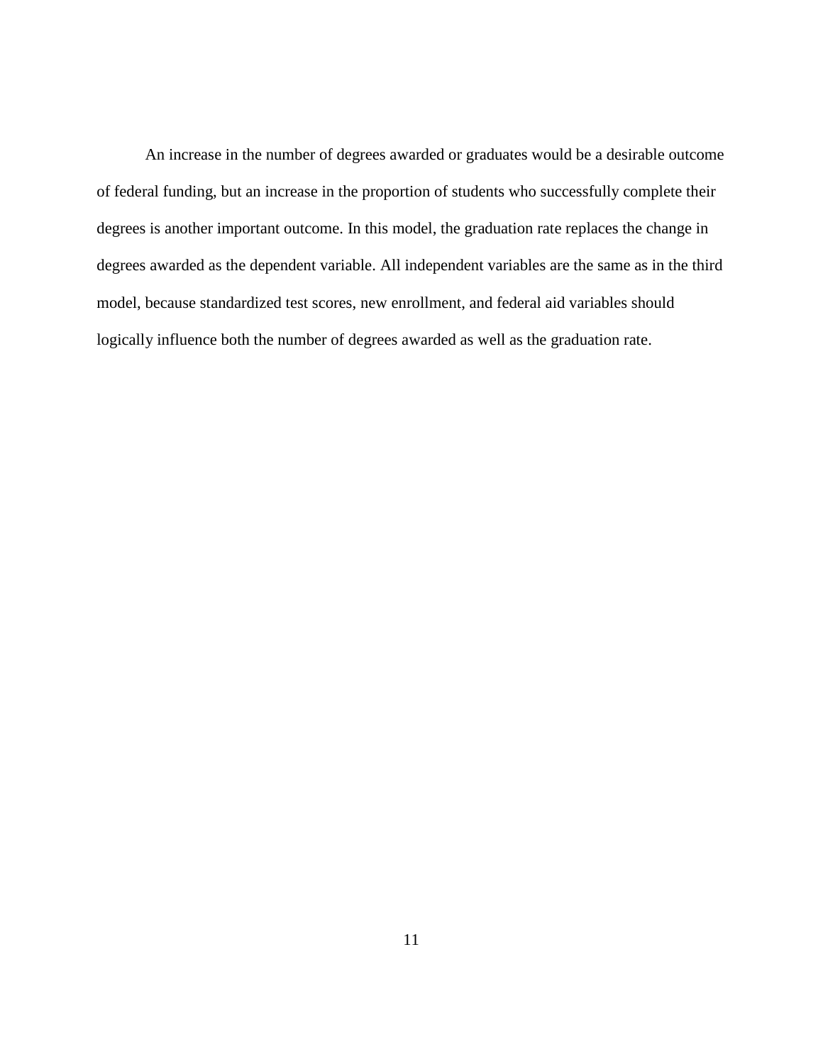An increase in the number of degrees awarded or graduates would be a desirable outcome of federal funding, but an increase in the proportion of students who successfully complete their degrees is another important outcome. In this model, the graduation rate replaces the change in degrees awarded as the dependent variable. All independent variables are the same as in the third model, because standardized test scores, new enrollment, and federal aid variables should logically influence both the number of degrees awarded as well as the graduation rate.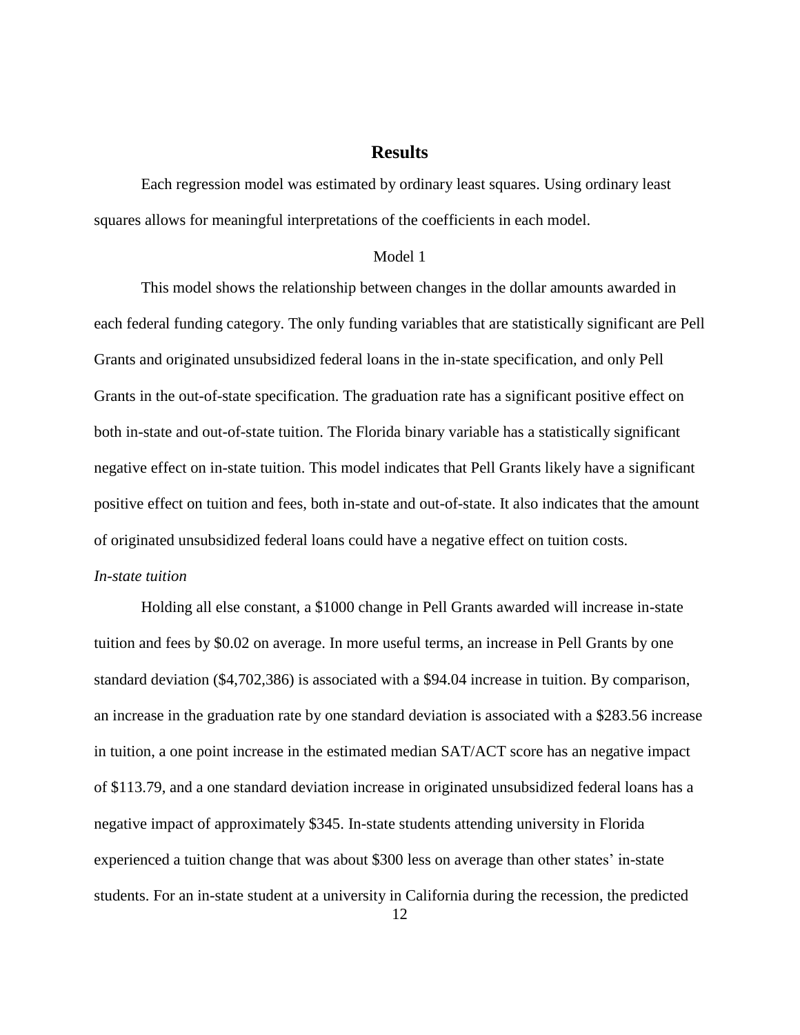# Results

Each regression model was estimated by ordinary least squares. Using ordinary least squares allows for meaningful interpretations of the coefficients in each model.

## Model 1

This model shows the relationship between changes in the dollar amounts awarded in each federal funding category. The only funding variables that are statistically significant are Pell Grants and originated unsubsidized federal loans in the in-state specification, and only Pell Grants in the out-of-state specification. The graduation rate has a significant positive effect on both in-state and out-of-state tuition. The Florida binary variable has a statistically significant negative effect on in-state tuition. This model indicates that Pell Grants likely have a significant positive effect on tuition and fees, both in-state and out-of-state. It also indicates that the amount of originated unsubsidized federal loans could have a negative effect on tuition costs.

### *In-state tuition*

Holding all else constant, a $1000 change in Pell Grants awarded will increase in-state tuition and fees by $0.02 on average. In more useful terms, an increase in Pell Grants by one standard deviation ($4,702,386) is associated with a $94.04 increase in tuition. By comparison, an increase in the graduation rate by one standard deviation is associated with a $283.56 increase in tuition, a one point increase in the estimated median SAT/ACT score has an negative impact of $113.79, and a one standard deviation increase in originated unsubsidized federal loans has a negative impact of approximately $345. In-state students attending university in Florida experienced a tuition change that was about $300 less on average than other states' in-state students. For an in-state student at a university in California during the recession, the predicted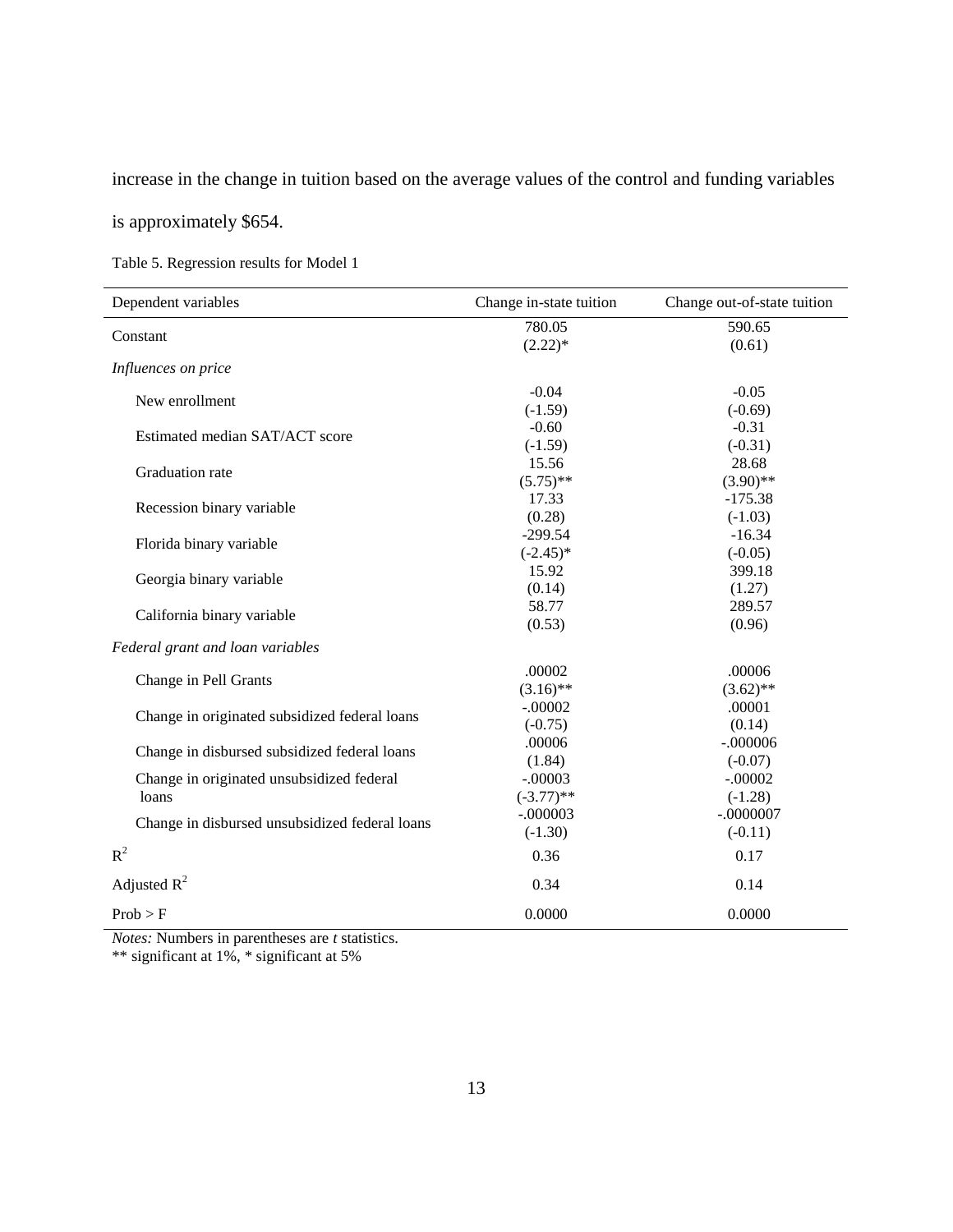increase in the change in tuition based on the average values of the control and funding variables is approximately $654.

Table 5. Regression results for Model 1

| Dependent variables | Change in-state tuition | Change out-of-state tuition |
|---|---|---|
| Constant | 780.05<br>(2.22)* | 590.65<br>(0.61) |
| *Influences on price* | | |
| New enrollment | -0.04<br>(-1.59) | -0.05<br>(-0.69) |
| Estimated median SAT/ACT score | -0.60<br>(-1.59) | -0.31<br>(-0.31) |
| Graduation rate | 15.56<br>(5.75)** | 28.68<br>(3.90)** |
| Recession binary variable | 17.33<br>(0.28) | -175.38<br>(-1.03) |
| Florida binary variable | -299.54<br>(-2.45)* | -16.34<br>(-0.05) |
| Georgia binary variable | 15.92<br>(0.14) | 399.18<br>(1.27) |
| California binary variable | 58.77<br>(0.53) | 289.57<br>(0.96) |
| *Federal grant and loan variables* | | |
| Change in Pell Grants | .00002<br>(3.16)** | .00006<br>(3.62)** |
| Change in originated subsidized federal loans | -.00002<br>(-0.75) | .00001<br>(0.14) |
| Change in disbursed subsidized federal loans | .00006<br>(1.84) | -.000006<br>(-0.07) |
| Change in originated unsubsidized federal loans | -.00003<br>(-3.77)** | -.00002<br>(-1.28) |
| Change in disbursed unsubsidized federal loans | -.000003<br>(-1.30) | -.0000007<br>(-0.11) |
| $R^2$ | 0.36 | 0.17 |
| Adjusted $R^2$ | 0.34 | 0.14 |
| Prob > F | 0.0000 | 0.0000 |

*Notes:* Numbers in parentheses are *t* statistics.
** significant at 1%, * significant at 5%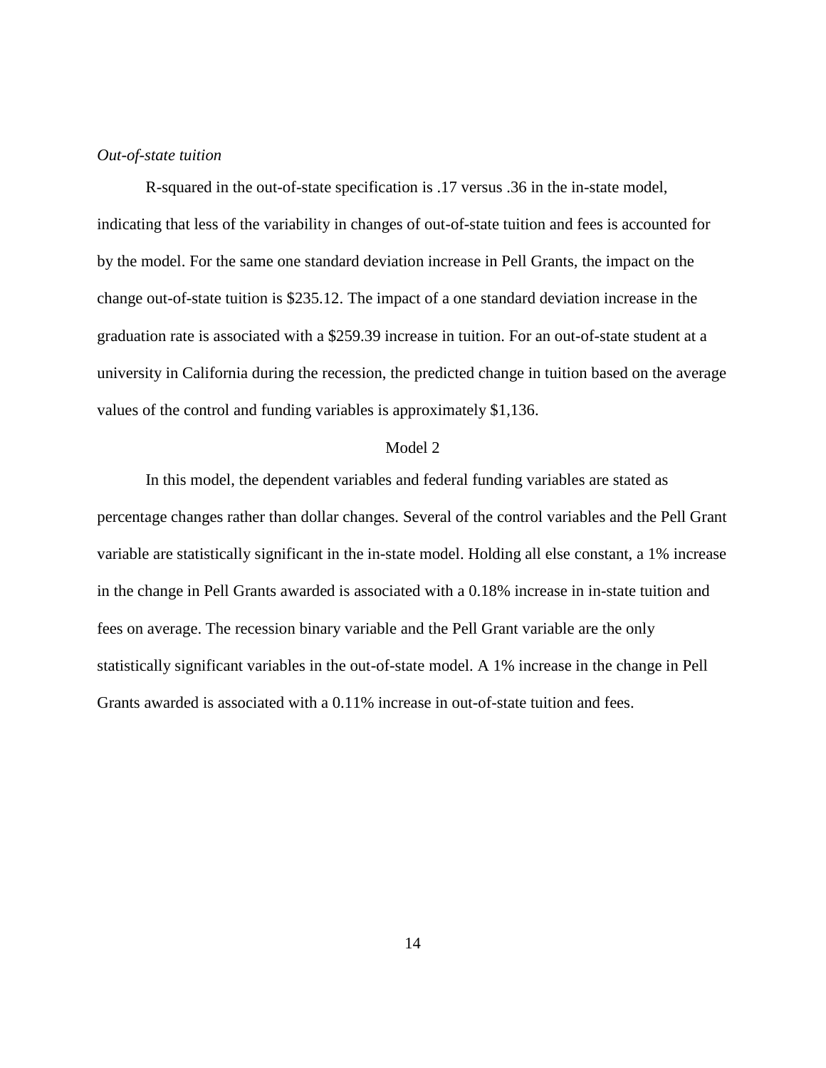*Out-of-state tuition*

R-squared in the out-of-state specification is .17 versus .36 in the in-state model, indicating that less of the variability in changes of out-of-state tuition and fees is accounted for by the model. For the same one standard deviation increase in Pell Grants, the impact on the change out-of-state tuition is $235.12. The impact of a one standard deviation increase in the graduation rate is associated with a $259.39 increase in tuition. For an out-of-state student at a university in California during the recession, the predicted change in tuition based on the average values of the control and funding variables is approximately $1,136.

## Model 2

In this model, the dependent variables and federal funding variables are stated as percentage changes rather than dollar changes. Several of the control variables and the Pell Grant variable are statistically significant in the in-state model. Holding all else constant, a 1% increase in the change in Pell Grants awarded is associated with a 0.18% increase in in-state tuition and fees on average. The recession binary variable and the Pell Grant variable are the only statistically significant variables in the out-of-state model. A 1% increase in the change in Pell Grants awarded is associated with a 0.11% increase in out-of-state tuition and fees.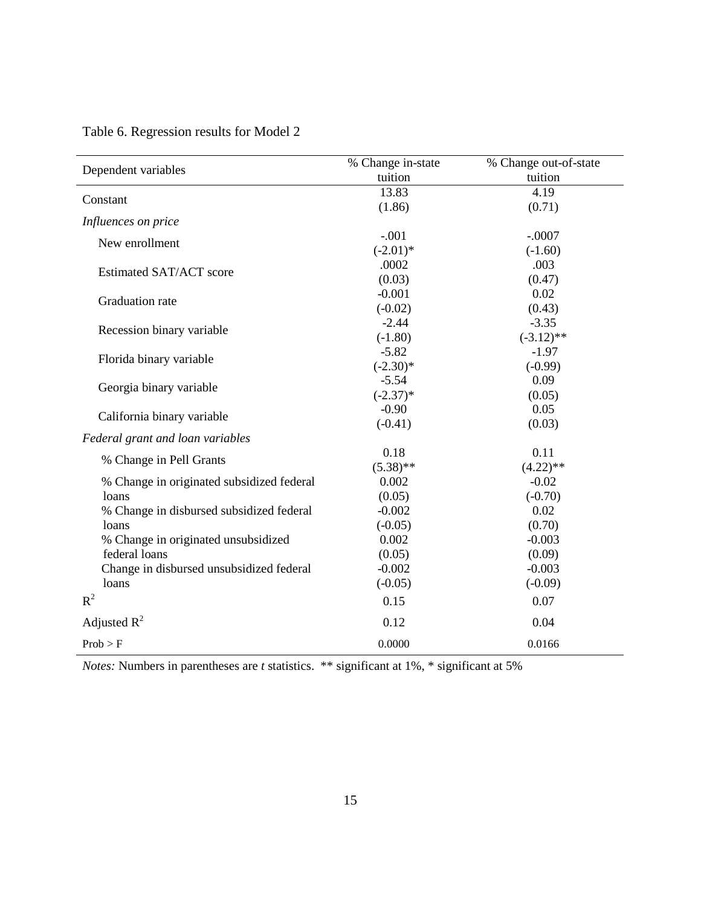Table 6. Regression results for Model 2

| Dependent variables | % Change in-state tuition | % Change out-of-state tuition |
|---|---|---|
| Constant | 13.83<br>(1.86) | 4.19<br>(0.71) |
| *Influences on price* | | |
| New enrollment | -.001<br>(-2.01)* | -.0007<br>(-1.60) |
| Estimated SAT/ACT score | .0002<br>(0.03) | .003<br>(0.47) |
| Graduation rate | -0.001<br>(-0.02) | 0.02<br>(0.43) |
| Recession binary variable | -2.44<br>(-1.80) | -3.35<br>(-3.12)** |
| Florida binary variable | -5.82<br>(-2.30)* | -1.97<br>(-0.99) |
| Georgia binary variable | -5.54<br>(-2.37)* | 0.09<br>(0.05) |
| California binary variable | -0.90<br>(-0.41) | 0.05<br>(0.03) |
| *Federal grant and loan variables* | | |
| % Change in Pell Grants | 0.18<br>(5.38)** | 0.11<br>(4.22)** |
| % Change in originated subsidized federal loans | 0.002<br>(0.05) | -0.02<br>(-0.70) |
| % Change in disbursed subsidized federal loans | -0.002<br>(-0.05) | 0.02<br>(0.70) |
| % Change in originated unsubsidized federal loans | 0.002<br>(0.05) | -0.003<br>(0.09) |
| Change in disbursed unsubsidized federal loans | -0.002<br>(-0.05) | -0.003<br>(-0.09) |
| $R^2$ | 0.15 | 0.07 |
| Adjusted $R^2$ | 0.12 | 0.04 |
| Prob > F | 0.0000 | 0.0166 |

*Notes:* Numbers in parentheses are *t* statistics. ** significant at 1%, * significant at 5%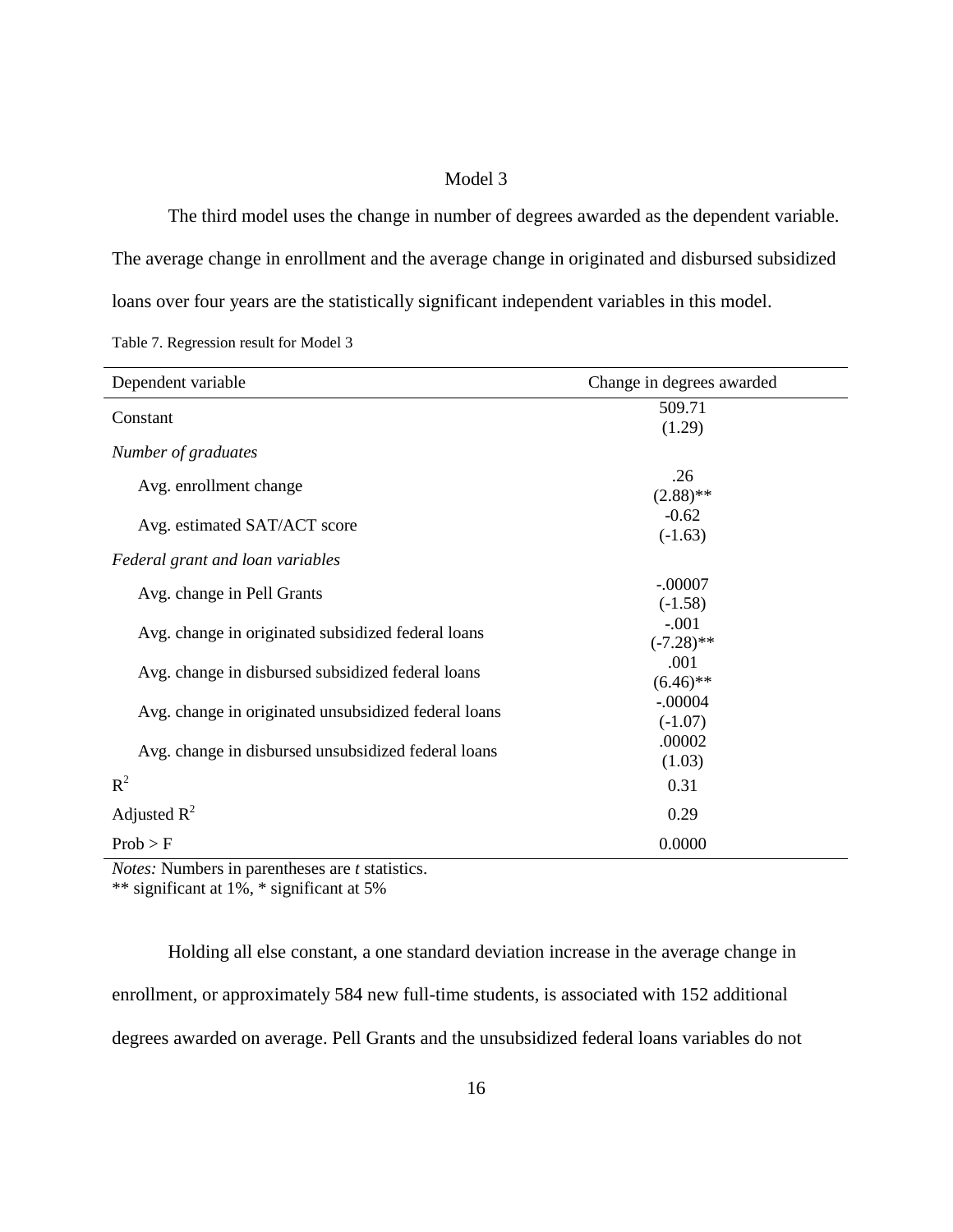### Model 3

The third model uses the change in number of degrees awarded as the dependent variable. The average change in enrollment and the average change in originated and disbursed subsidized loans over four years are the statistically significant independent variables in this model.

Table 7. Regression result for Model 3

| Dependent variable | Change in degrees awarded |
|---|---|
| Constant | 509.71<br>(1.29) |
| *Number of graduates* | |
| Avg. enrollment change | .26<br>(2.88)** |
| Avg. estimated SAT/ACT score | -0.62<br>(-1.63) |
| *Federal grant and loan variables* | |
| Avg. change in Pell Grants | -.00007<br>(-1.58) |
| Avg. change in originated subsidized federal loans | -.001<br>(-7.28)** |
| Avg. change in disbursed subsidized federal loans | .001<br>(6.46)** |
| Avg. change in originated unsubsidized federal loans | -.00004<br>(-1.07) |
| Avg. change in disbursed unsubsidized federal loans | .00002<br>(1.03) |
| $R^2$ | 0.31 |
| Adjusted $R^2$ | 0.29 |
| Prob > F | 0.0000 |

*Notes:* Numbers in parentheses are *t* statistics.
** significant at 1%, * significant at 5%

Holding all else constant, a one standard deviation increase in the average change in enrollment, or approximately 584 new full-time students, is associated with 152 additional degrees awarded on average. Pell Grants and the unsubsidized federal loans variables do not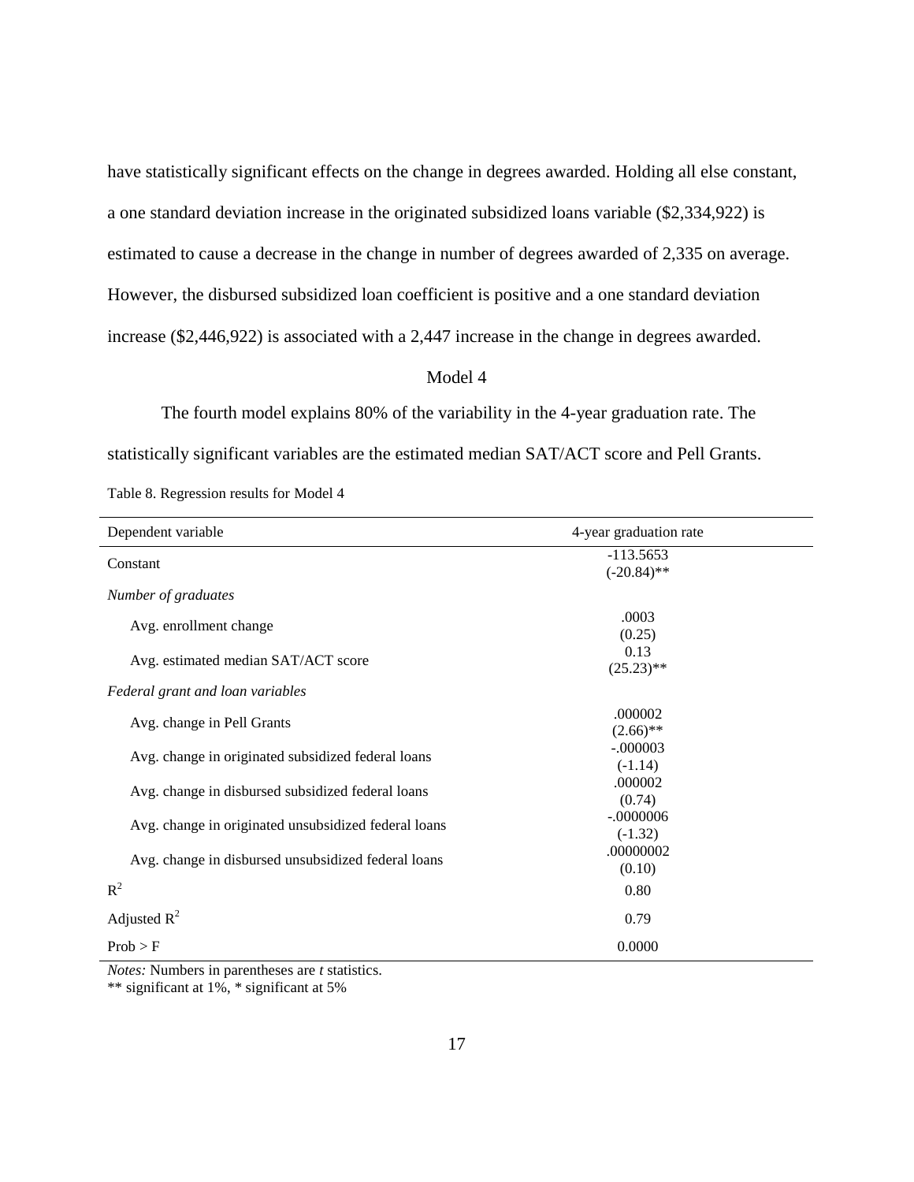have statistically significant effects on the change in degrees awarded. Holding all else constant, a one standard deviation increase in the originated subsidized loans variable ($2,334,922) is estimated to cause a decrease in the change in number of degrees awarded of 2,335 on average. However, the disbursed subsidized loan coefficient is positive and a one standard deviation increase ($2,446,922) is associated with a 2,447 increase in the change in degrees awarded.

### Model 4

The fourth model explains 80% of the variability in the 4-year graduation rate. The statistically significant variables are the estimated median SAT/ACT score and Pell Grants.

Table 8. Regression results for Model 4

| Dependent variable | 4-year graduation rate |
|---|---|
| Constant | -113.5653<br>(-20.84)** |
| *Number of graduates* | |
| Avg. enrollment change | .0003<br>(0.25) |
| Avg. estimated median SAT/ACT score | 0.13<br>(25.23)** |
| *Federal grant and loan variables* | |
| Avg. change in Pell Grants | .000002<br>(2.66)** |
| Avg. change in originated subsidized federal loans | -.000003<br>(-1.14) |
| Avg. change in disbursed subsidized federal loans | .000002<br>(0.74) |
| Avg. change in originated unsubsidized federal loans | -.0000006<br>(-1.32) |
| Avg. change in disbursed unsubsidized federal loans | .00000002<br>(0.10) |
| $R^2$ | 0.80 |
| Adjusted $R^2$ | 0.79 |
| Prob > F | 0.0000 |

*Notes:* Numbers in parentheses are *t* statistics.
** significant at 1%, * significant at 5%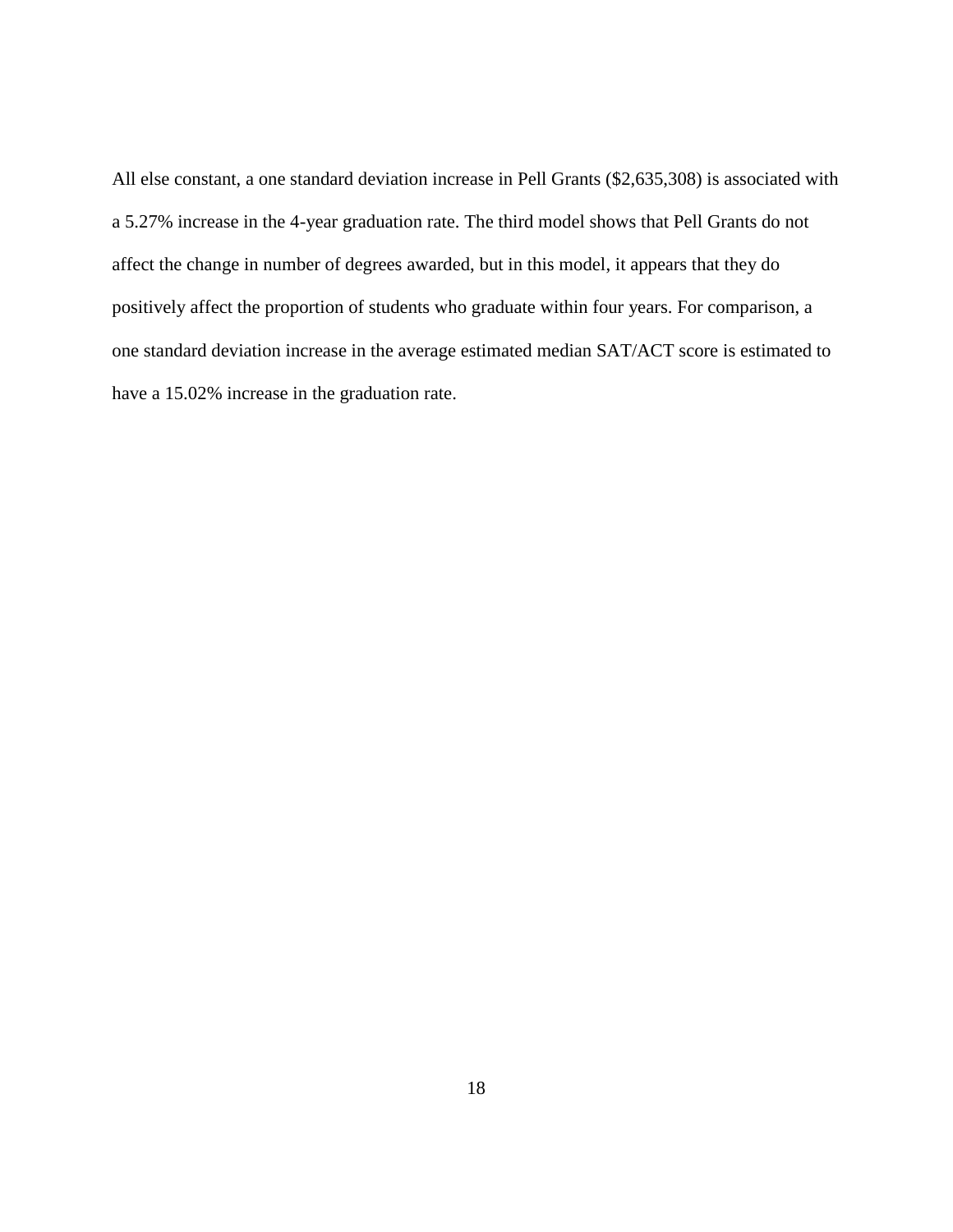All else constant, a one standard deviation increase in Pell Grants ($2,635,308) is associated with a 5.27% increase in the 4-year graduation rate. The third model shows that Pell Grants do not affect the change in number of degrees awarded, but in this model, it appears that they do positively affect the proportion of students who graduate within four years. For comparison, a one standard deviation increase in the average estimated median SAT/ACT score is estimated to have a 15.02% increase in the graduation rate.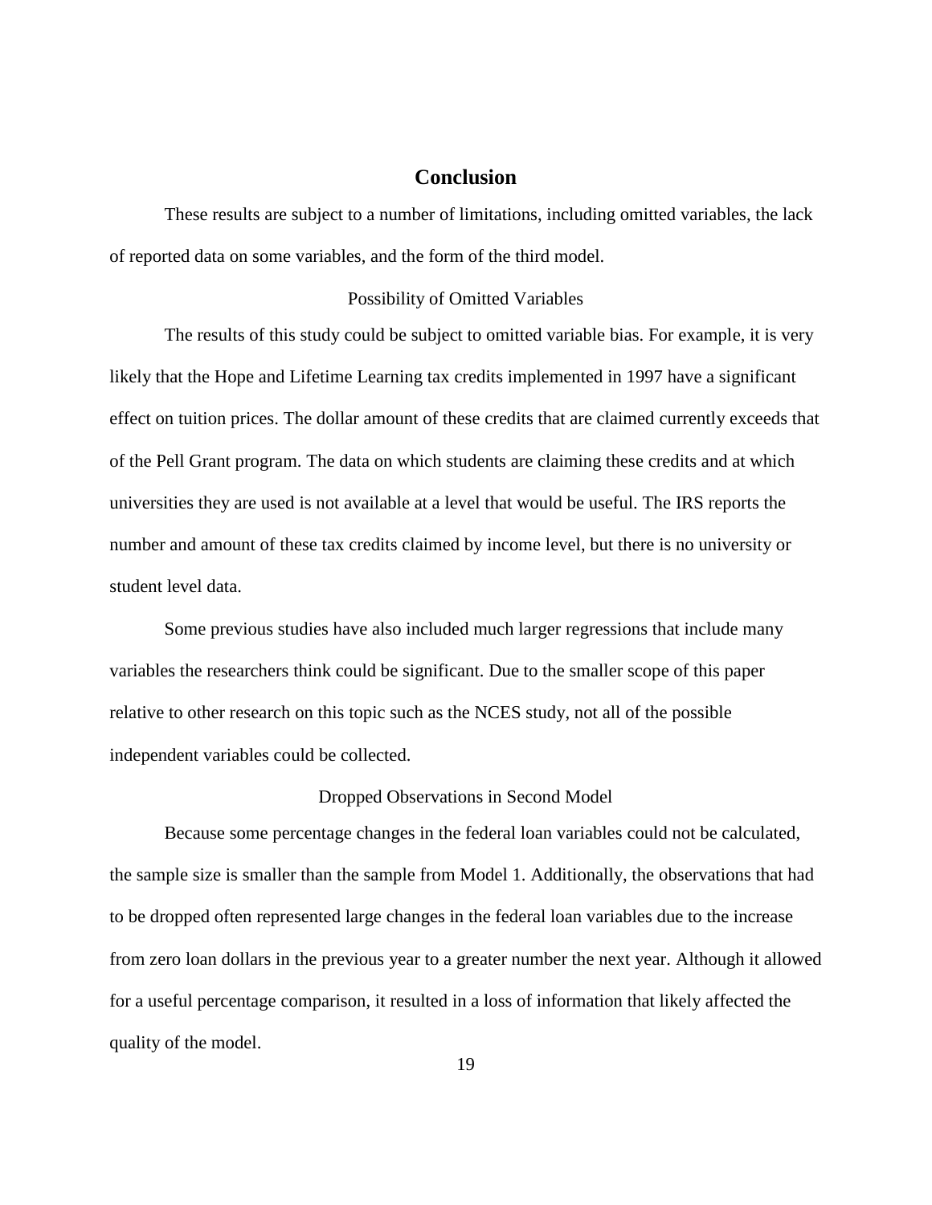## Conclusion

These results are subject to a number of limitations, including omitted variables, the lack of reported data on some variables, and the form of the third model.

### Possibility of Omitted Variables

The results of this study could be subject to omitted variable bias. For example, it is very likely that the Hope and Lifetime Learning tax credits implemented in 1997 have a significant effect on tuition prices. The dollar amount of these credits that are claimed currently exceeds that of the Pell Grant program. The data on which students are claiming these credits and at which universities they are used is not available at a level that would be useful. The IRS reports the number and amount of these tax credits claimed by income level, but there is no university or student level data.

Some previous studies have also included much larger regressions that include many variables the researchers think could be significant. Due to the smaller scope of this paper relative to other research on this topic such as the NCES study, not all of the possible independent variables could be collected.

### Dropped Observations in Second Model

Because some percentage changes in the federal loan variables could not be calculated, the sample size is smaller than the sample from Model 1. Additionally, the observations that had to be dropped often represented large changes in the federal loan variables due to the increase from zero loan dollars in the previous year to a greater number the next year. Although it allowed for a useful percentage comparison, it resulted in a loss of information that likely affected the quality of the model.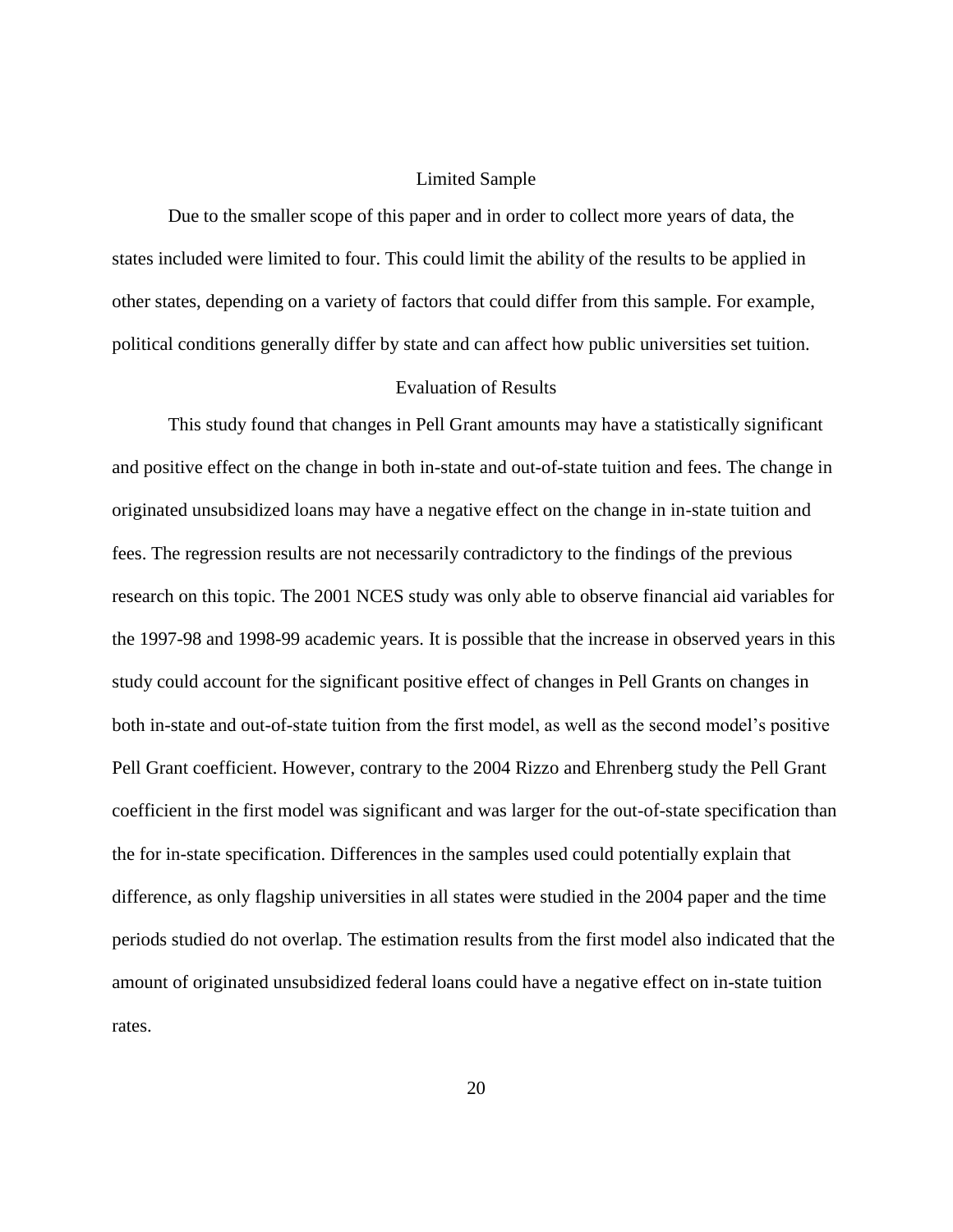### Limited Sample

Due to the smaller scope of this paper and in order to collect more years of data, the states included were limited to four. This could limit the ability of the results to be applied in other states, depending on a variety of factors that could differ from this sample. For example, political conditions generally differ by state and can affect how public universities set tuition.

### Evaluation of Results

This study found that changes in Pell Grant amounts may have a statistically significant and positive effect on the change in both in-state and out-of-state tuition and fees. The change in originated unsubsidized loans may have a negative effect on the change in in-state tuition and fees. The regression results are not necessarily contradictory to the findings of the previous research on this topic. The 2001 NCES study was only able to observe financial aid variables for the 1997-98 and 1998-99 academic years. It is possible that the increase in observed years in this study could account for the significant positive effect of changes in Pell Grants on changes in both in-state and out-of-state tuition from the first model, as well as the second model's positive Pell Grant coefficient. However, contrary to the 2004 Rizzo and Ehrenberg study the Pell Grant coefficient in the first model was significant and was larger for the out-of-state specification than the for in-state specification. Differences in the samples used could potentially explain that difference, as only flagship universities in all states were studied in the 2004 paper and the time periods studied do not overlap. The estimation results from the first model also indicated that the amount of originated unsubsidized federal loans could have a negative effect on in-state tuition rates.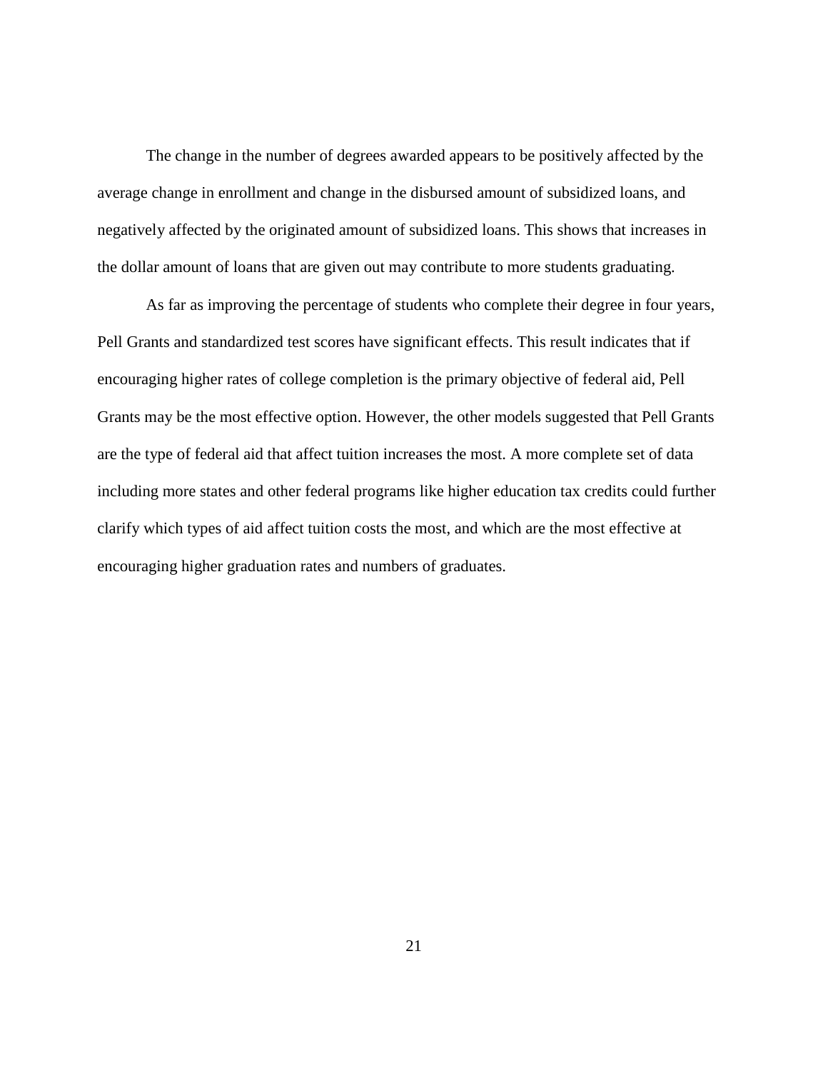The change in the number of degrees awarded appears to be positively affected by the average change in enrollment and change in the disbursed amount of subsidized loans, and negatively affected by the originated amount of subsidized loans. This shows that increases in the dollar amount of loans that are given out may contribute to more students graduating.

As far as improving the percentage of students who complete their degree in four years, Pell Grants and standardized test scores have significant effects. This result indicates that if encouraging higher rates of college completion is the primary objective of federal aid, Pell Grants may be the most effective option. However, the other models suggested that Pell Grants are the type of federal aid that affect tuition increases the most. A more complete set of data including more states and other federal programs like higher education tax credits could further clarify which types of aid affect tuition costs the most, and which are the most effective at encouraging higher graduation rates and numbers of graduates.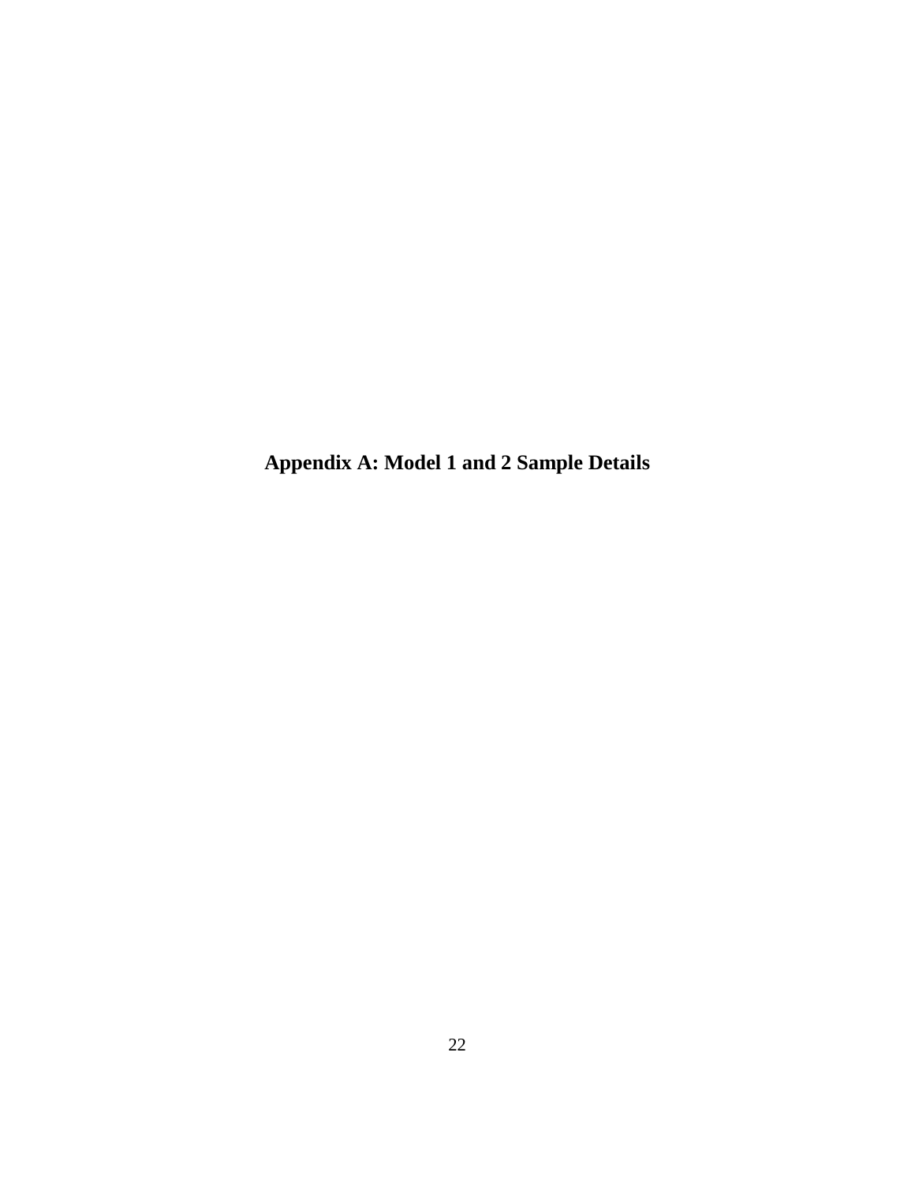# Appendix A: Model 1 and 2 Sample Details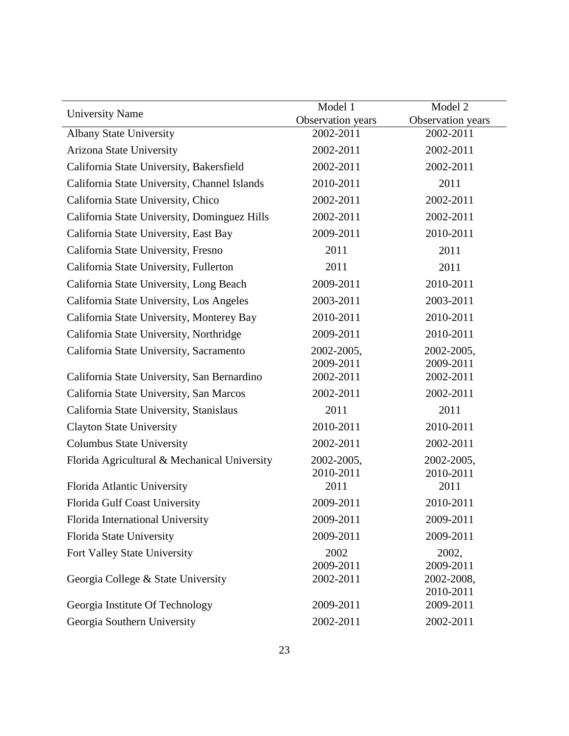| University Name | Model 1 Observation years | Model 2 Observation years |
|---|---|---|
| Albany State University | 2002-2011 | 2002-2011 |
| Arizona State University | 2002-2011 | 2002-2011 |
| California State University, Bakersfield | 2002-2011 | 2002-2011 |
| California State University, Channel Islands | 2010-2011 | 2011 |
| California State University, Chico | 2002-2011 | 2002-2011 |
| California State University, Dominguez Hills | 2002-2011 | 2002-2011 |
| California State University, East Bay | 2009-2011 | 2010-2011 |
| California State University, Fresno | 2011 | 2011 |
| California State University, Fullerton | 2011 | 2011 |
| California State University, Long Beach | 2009-2011 | 2010-2011 |
| California State University, Los Angeles | 2003-2011 | 2003-2011 |
| California State University, Monterey Bay | 2010-2011 | 2010-2011 |
| California State University, Northridge | 2009-2011 | 2010-2011 |
| California State University, Sacramento | 2002-2005, 2009-2011 | 2002-2005, 2009-2011 |
| California State University, San Bernardino | 2002-2011 | 2002-2011 |
| California State University, San Marcos | 2002-2011 | 2002-2011 |
| California State University, Stanislaus | 2011 | 2011 |
| Clayton State University | 2010-2011 | 2010-2011 |
| Columbus State University | 2002-2011 | 2002-2011 |
| Florida Agricultural & Mechanical University | 2002-2005, 2010-2011 | 2002-2005, 2010-2011 |
| Florida Atlantic University | 2011 | 2011 |
| Florida Gulf Coast University | 2009-2011 | 2010-2011 |
| Florida International University | 2009-2011 | 2009-2011 |
| Florida State University | 2009-2011 | 2009-2011 |
| Fort Valley State University | 2002 2009-2011 | 2002, 2009-2011 |
| Georgia College & State University | 2002-2011 | 2002-2008, 2010-2011 |
| Georgia Institute Of Technology | 2009-2011 | 2009-2011 |
| Georgia Southern University | 2002-2011 | 2002-2011 |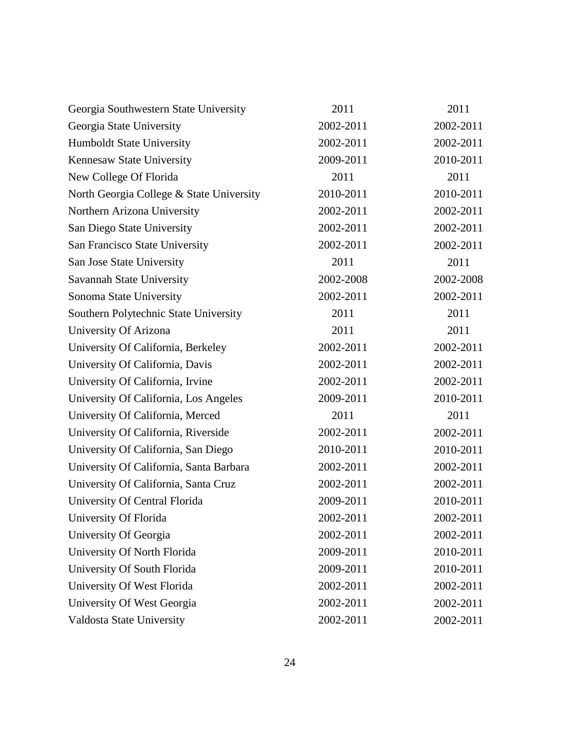| | | |
|---|---|---|
| Georgia Southwestern State University | 2011 | 2011 |
| Georgia State University | 2002-2011 | 2002-2011 |
| Humboldt State University | 2002-2011 | 2002-2011 |
| Kennesaw State University | 2009-2011 | 2010-2011 |
| New College Of Florida | 2011 | 2011 |
| North Georgia College & State University | 2010-2011 | 2010-2011 |
| Northern Arizona University | 2002-2011 | 2002-2011 |
| San Diego State University | 2002-2011 | 2002-2011 |
| San Francisco State University | 2002-2011 | 2002-2011 |
| San Jose State University | 2011 | 2011 |
| Savannah State University | 2002-2008 | 2002-2008 |
| Sonoma State University | 2002-2011 | 2002-2011 |
| Southern Polytechnic State University | 2011 | 2011 |
| University Of Arizona | 2011 | 2011 |
| University Of California, Berkeley | 2002-2011 | 2002-2011 |
| University Of California, Davis | 2002-2011 | 2002-2011 |
| University Of California, Irvine | 2002-2011 | 2002-2011 |
| University Of California, Los Angeles | 2009-2011 | 2010-2011 |
| University Of California, Merced | 2011 | 2011 |
| University Of California, Riverside | 2002-2011 | 2002-2011 |
| University Of California, San Diego | 2010-2011 | 2010-2011 |
| University Of California, Santa Barbara | 2002-2011 | 2002-2011 |
| University Of California, Santa Cruz | 2002-2011 | 2002-2011 |
| University Of Central Florida | 2009-2011 | 2010-2011 |
| University Of Florida | 2002-2011 | 2002-2011 |
| University Of Georgia | 2002-2011 | 2002-2011 |
| University Of North Florida | 2009-2011 | 2010-2011 |
| University Of South Florida | 2009-2011 | 2010-2011 |
| University Of West Florida | 2002-2011 | 2002-2011 |
| University Of West Georgia | 2002-2011 | 2002-2011 |
| Valdosta State University | 2002-2011 | 2002-2011 |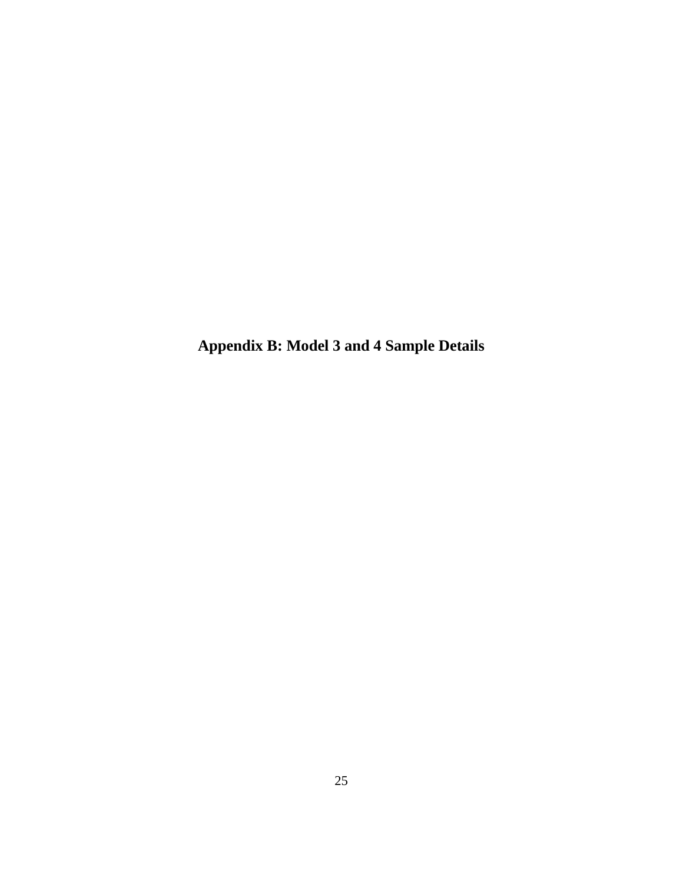# Appendix B: Model 3 and 4 Sample Details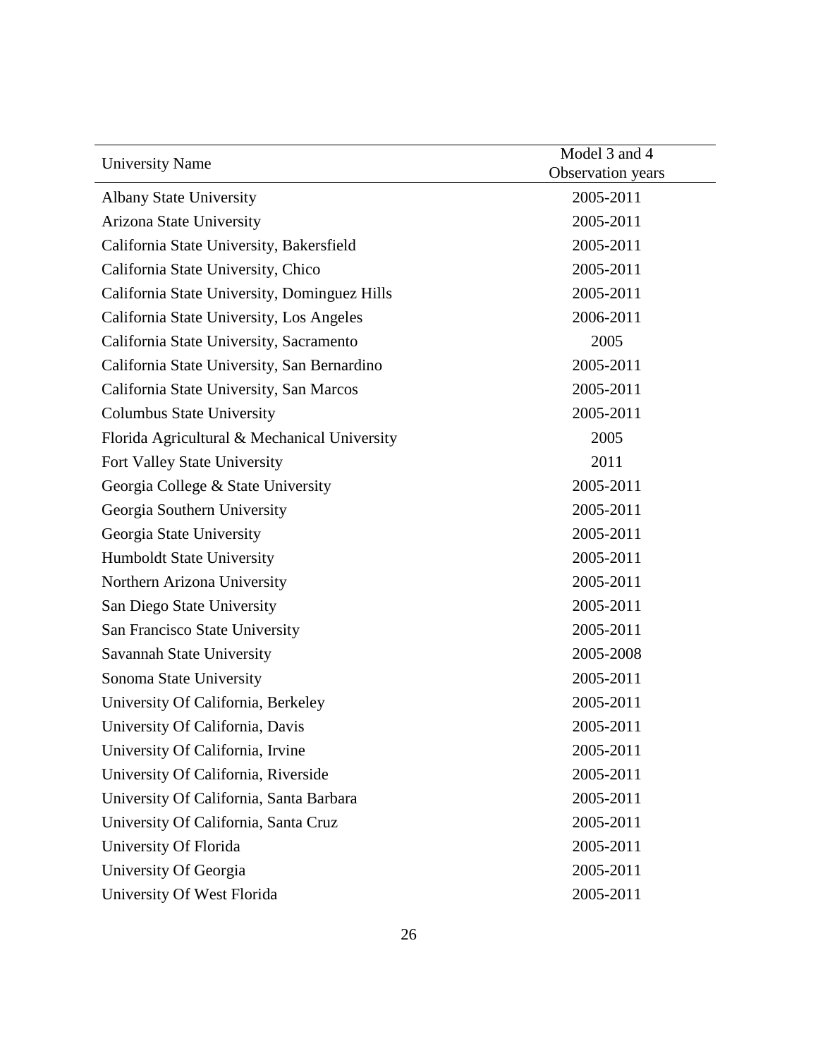| University Name | Model 3 and 4 Observation years |
| --- | --- |
| Albany State University | 2005-2011 |
| Arizona State University | 2005-2011 |
| California State University, Bakersfield | 2005-2011 |
| California State University, Chico | 2005-2011 |
| California State University, Dominguez Hills | 2005-2011 |
| California State University, Los Angeles | 2006-2011 |
| California State University, Sacramento | 2005 |
| California State University, San Bernardino | 2005-2011 |
| California State University, San Marcos | 2005-2011 |
| Columbus State University | 2005-2011 |
| Florida Agricultural & Mechanical University | 2005 |
| Fort Valley State University | 2011 |
| Georgia College & State University | 2005-2011 |
| Georgia Southern University | 2005-2011 |
| Georgia State University | 2005-2011 |
| Humboldt State University | 2005-2011 |
| Northern Arizona University | 2005-2011 |
| San Diego State University | 2005-2011 |
| San Francisco State University | 2005-2011 |
| Savannah State University | 2005-2008 |
| Sonoma State University | 2005-2011 |
| University Of California, Berkeley | 2005-2011 |
| University Of California, Davis | 2005-2011 |
| University Of California, Irvine | 2005-2011 |
| University Of California, Riverside | 2005-2011 |
| University Of California, Santa Barbara | 2005-2011 |
| University Of California, Santa Cruz | 2005-2011 |
| University Of Florida | 2005-2011 |
| University Of Georgia | 2005-2011 |
| University Of West Florida | 2005-2011 |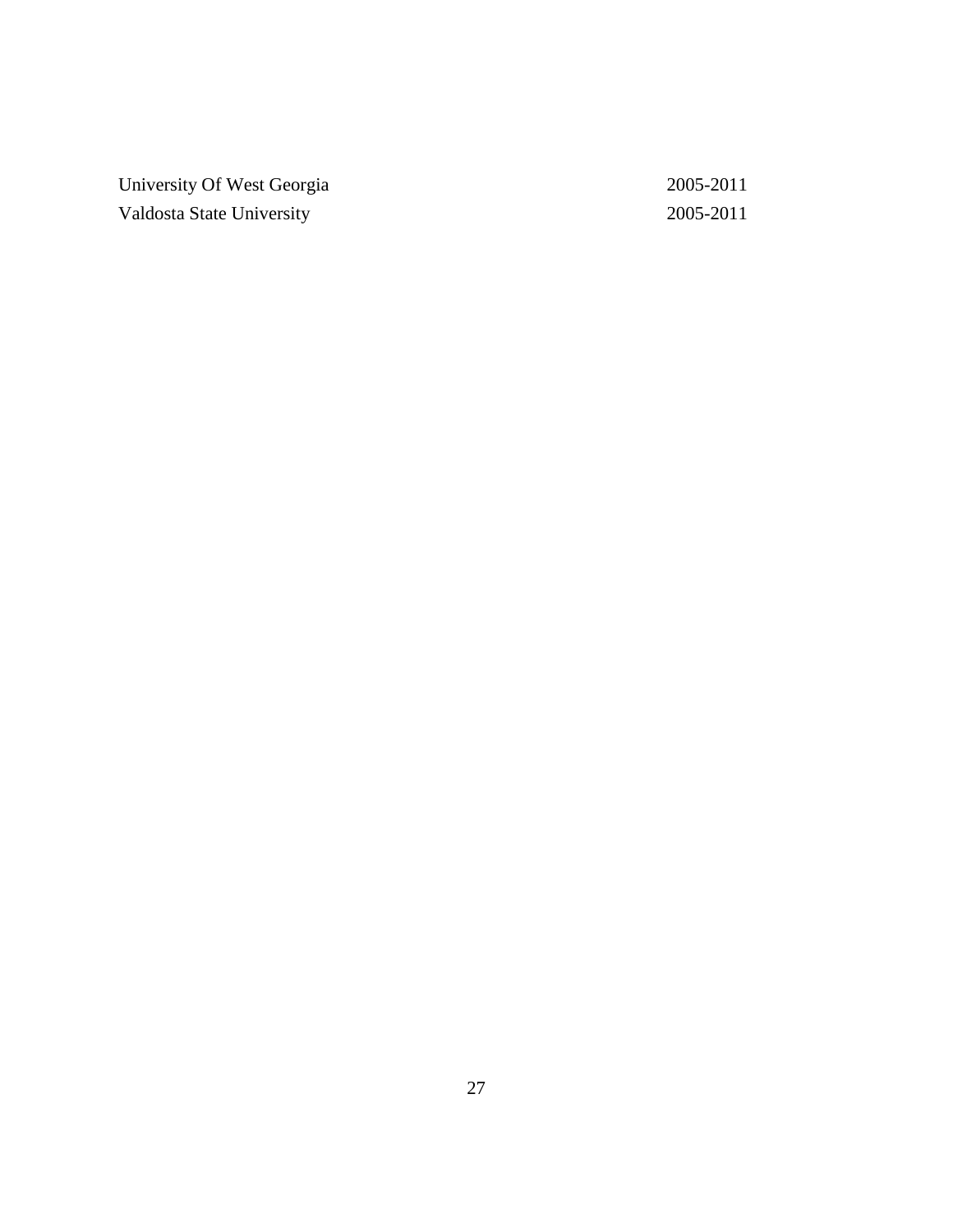| | |
|---|---|
| University Of West Georgia | 2005-2011 |
| Valdosta State University | 2005-2011 |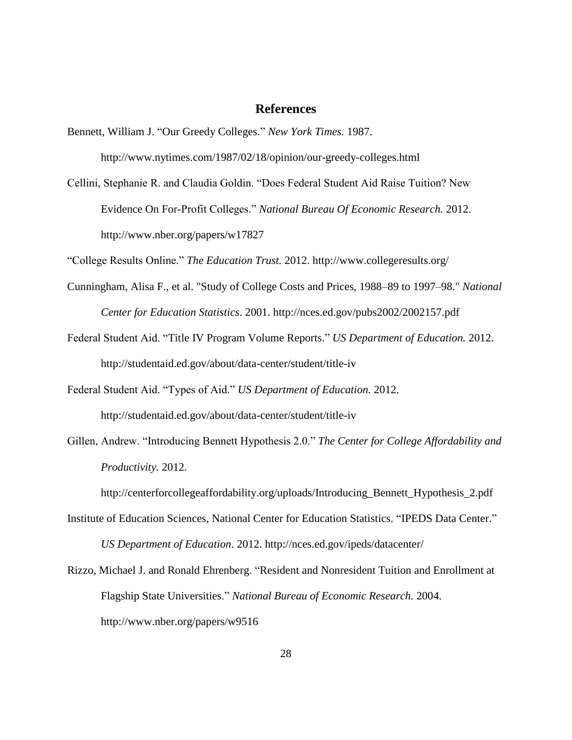## References

Bennett, William J. “Our Greedy Colleges.” *New York Times.* 1987. http://www.nytimes.com/1987/02/18/opinion/our-greedy-colleges.html

Cellini, Stephanie R. and Claudia Goldin. “Does Federal Student Aid Raise Tuition? New Evidence On For-Profit Colleges.” *National Bureau Of Economic Research.* 2012. http://www.nber.org/papers/w17827

“College Results Online.” *The Education Trust.* 2012. http://www.collegeresults.org/

Cunningham, Alisa F., et al. "Study of College Costs and Prices, 1988–89 to 1997–98." *National Center for Education Statistics*. 2001. http://nces.ed.gov/pubs2002/2002157.pdf

Federal Student Aid. “Title IV Program Volume Reports.” *US Department of Education.* 2012. http://studentaid.ed.gov/about/data-center/student/title-iv

Federal Student Aid. “Types of Aid.” *US Department of Education.* 2012. http://studentaid.ed.gov/about/data-center/student/title-iv

Gillen, Andrew. “Introducing Bennett Hypothesis 2.0.” *The Center for College Affordability and Productivity.* 2012. http://centerforcollegeaffordability.org/uploads/Introducing_Bennett_Hypothesis_2.pdf

Institute of Education Sciences, National Center for Education Statistics. “IPEDS Data Center.” *US Department of Education*. 2012. http://nces.ed.gov/ipeds/datacenter/

Rizzo, Michael J. and Ronald Ehrenberg. “Resident and Nonresident Tuition and Enrollment at Flagship State Universities.” *National Bureau of Economic Research.* 2004. http://www.nber.org/papers/w9516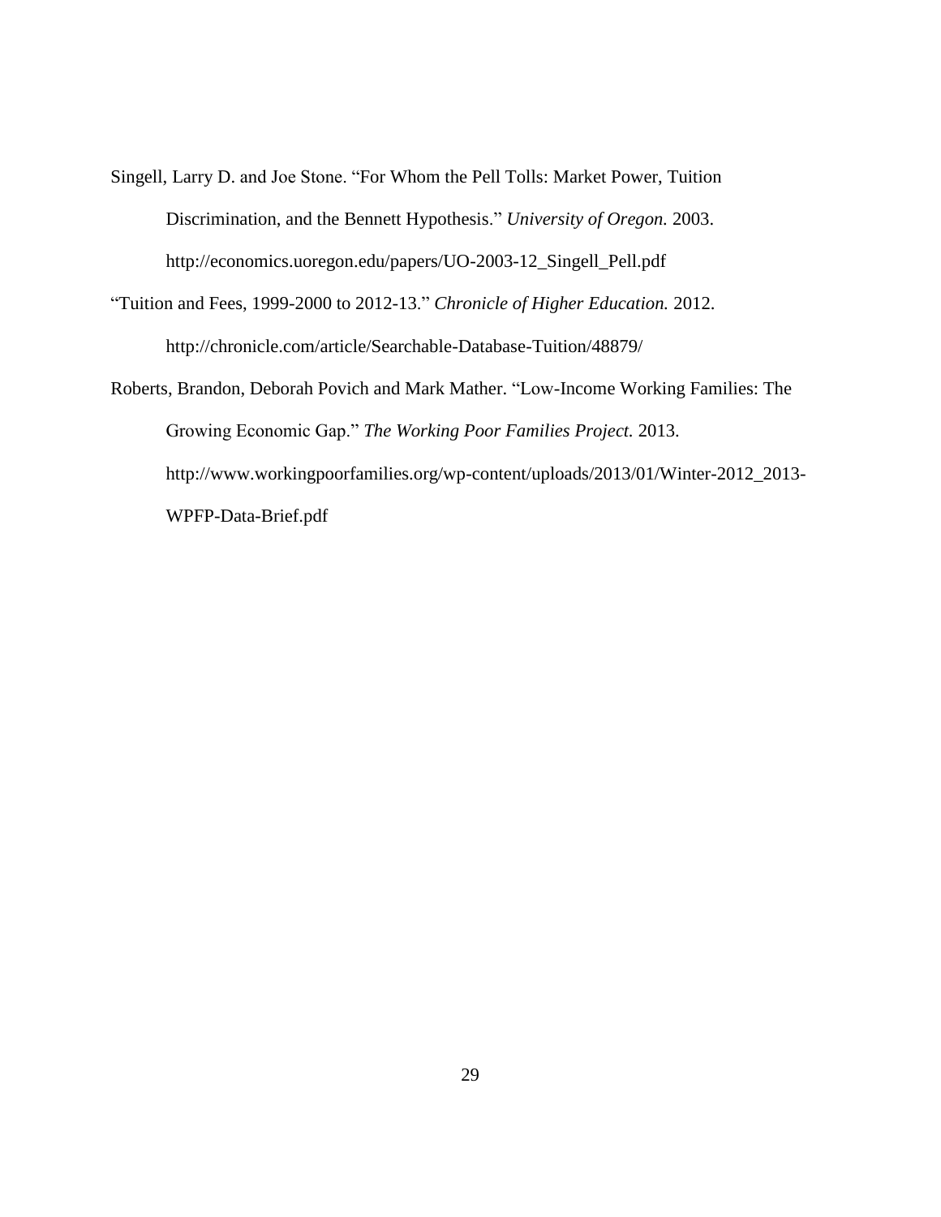Singell, Larry D. and Joe Stone. "For Whom the Pell Tolls: Market Power, Tuition Discrimination, and the Bennett Hypothesis." *University of Oregon.* 2003. http://economics.uoregon.edu/papers/UO-2003-12_Singell_Pell.pdf

"Tuition and Fees, 1999-2000 to 2012-13." *Chronicle of Higher Education.* 2012. http://chronicle.com/article/Searchable-Database-Tuition/48879/

Roberts, Brandon, Deborah Povich and Mark Mather. "Low-Income Working Families: The Growing Economic Gap." *The Working Poor Families Project.* 2013. http://www.workingpoorfamilies.org/wp-content/uploads/2013/01/Winter-2012_2013-WPFP-Data-Brief.pdf